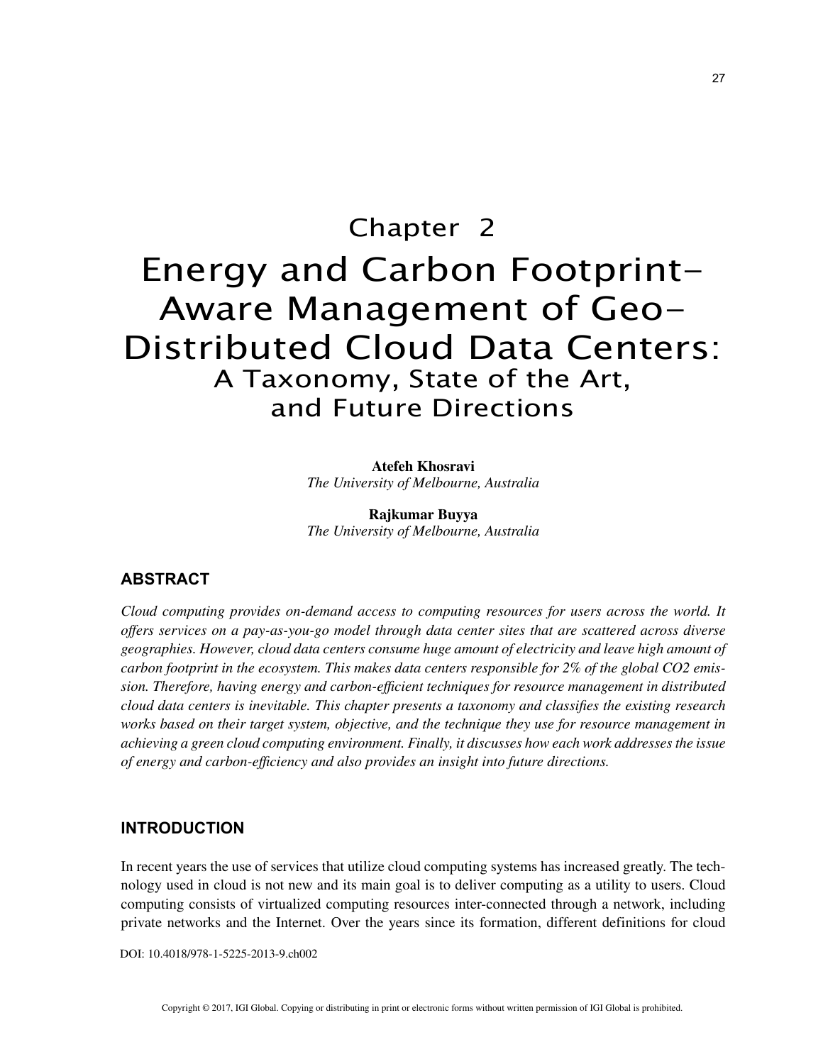# Chapter 2

# Energy and Carbon Footprint-Aware Management of Geo-Distributed Cloud Data Centers: A Taxonomy, State of the Art, and Future Directions

**Atefeh Khosravi**
*The University of Melbourne, Australia*

**Rajkumar Buyya**
*The University of Melbourne, Australia*

## ABSTRACT

*Cloud computing provides on-demand access to computing resources for users across the world. It offers services on a pay-as-you-go model through data center sites that are scattered across diverse geographies. However, cloud data centers consume huge amount of electricity and leave high amount of carbon footprint in the ecosystem. This makes data centers responsible for 2% of the global CO2 emission. Therefore, having energy and carbon-efficient techniques for resource management in distributed cloud data centers is inevitable. This chapter presents a taxonomy and classifies the existing research works based on their target system, objective, and the technique they use for resource management in achieving a green cloud computing environment. Finally, it discusses how each work addresses the issue of energy and carbon-efficiency and also provides an insight into future directions.*

## INTRODUCTION

In recent years the use of services that utilize cloud computing systems has increased greatly. The technology used in cloud is not new and its main goal is to deliver computing as a utility to users. Cloud computing consists of virtualized computing resources inter-connected through a network, including private networks and the Internet. Over the years since its formation, different definitions for cloud

DOI: 10.4018/978-1-5225-2013-9.ch002

Copyright © 2017, IGI Global. Copying or distributing in print or electronic forms without written permission of IGI Global is prohibited.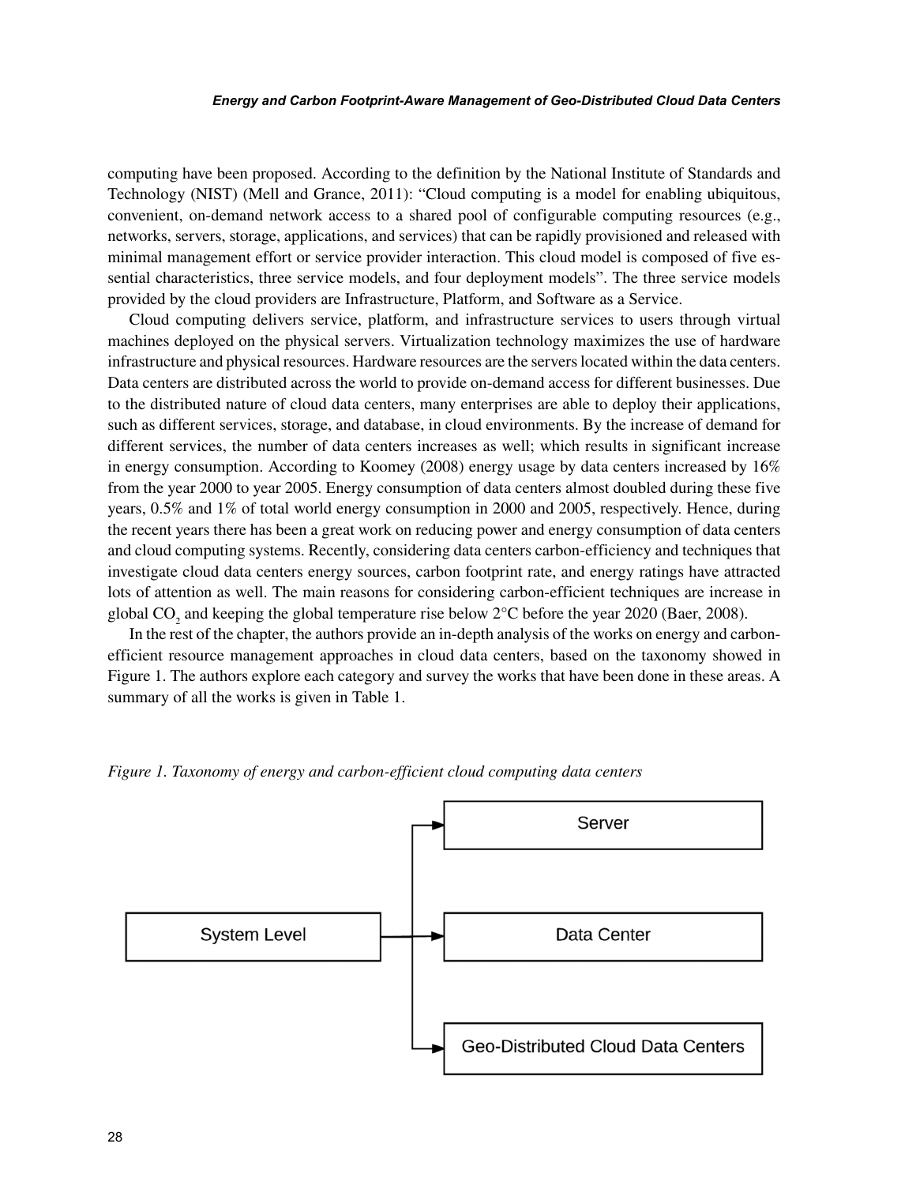computing have been proposed. According to the definition by the National Institute of Standards and Technology (NIST) (Mell and Grance, 2011): "Cloud computing is a model for enabling ubiquitous, convenient, on-demand network access to a shared pool of configurable computing resources (e.g., networks, servers, storage, applications, and services) that can be rapidly provisioned and released with minimal management effort or service provider interaction. This cloud model is composed of five essential characteristics, three service models, and four deployment models". The three service models provided by the cloud providers are Infrastructure, Platform, and Software as a Service.

Cloud computing delivers service, platform, and infrastructure services to users through virtual machines deployed on the physical servers. Virtualization technology maximizes the use of hardware infrastructure and physical resources. Hardware resources are the servers located within the data centers. Data centers are distributed across the world to provide on-demand access for different businesses. Due to the distributed nature of cloud data centers, many enterprises are able to deploy their applications, such as different services, storage, and database, in cloud environments. By the increase of demand for different services, the number of data centers increases as well; which results in significant increase in energy consumption. According to Koomey (2008) energy usage by data centers increased by 16% from the year 2000 to year 2005. Energy consumption of data centers almost doubled during these five years, 0.5% and 1% of total world energy consumption in 2000 and 2005, respectively. Hence, during the recent years there has been a great work on reducing power and energy consumption of data centers and cloud computing systems. Recently, considering data centers carbon-efficiency and techniques that investigate cloud data centers energy sources, carbon footprint rate, and energy ratings have attracted lots of attention as well. The main reasons for considering carbon-efficient techniques are increase in global $CO_2$ and keeping the global temperature rise below 2°C before the year 2020 (Baer, 2008).

In the rest of the chapter, the authors provide an in-depth analysis of the works on energy and carbon-efficient resource management approaches in cloud data centers, based on the taxonomy showed in Figure 1. The authors explore each category and survey the works that have been done in these areas. A summary of all the works is given in Table 1.

*Figure 1. Taxonomy of energy and carbon-efficient cloud computing data centers*

System Level

Server

Data Center

Geo-Distributed Cloud Data Centers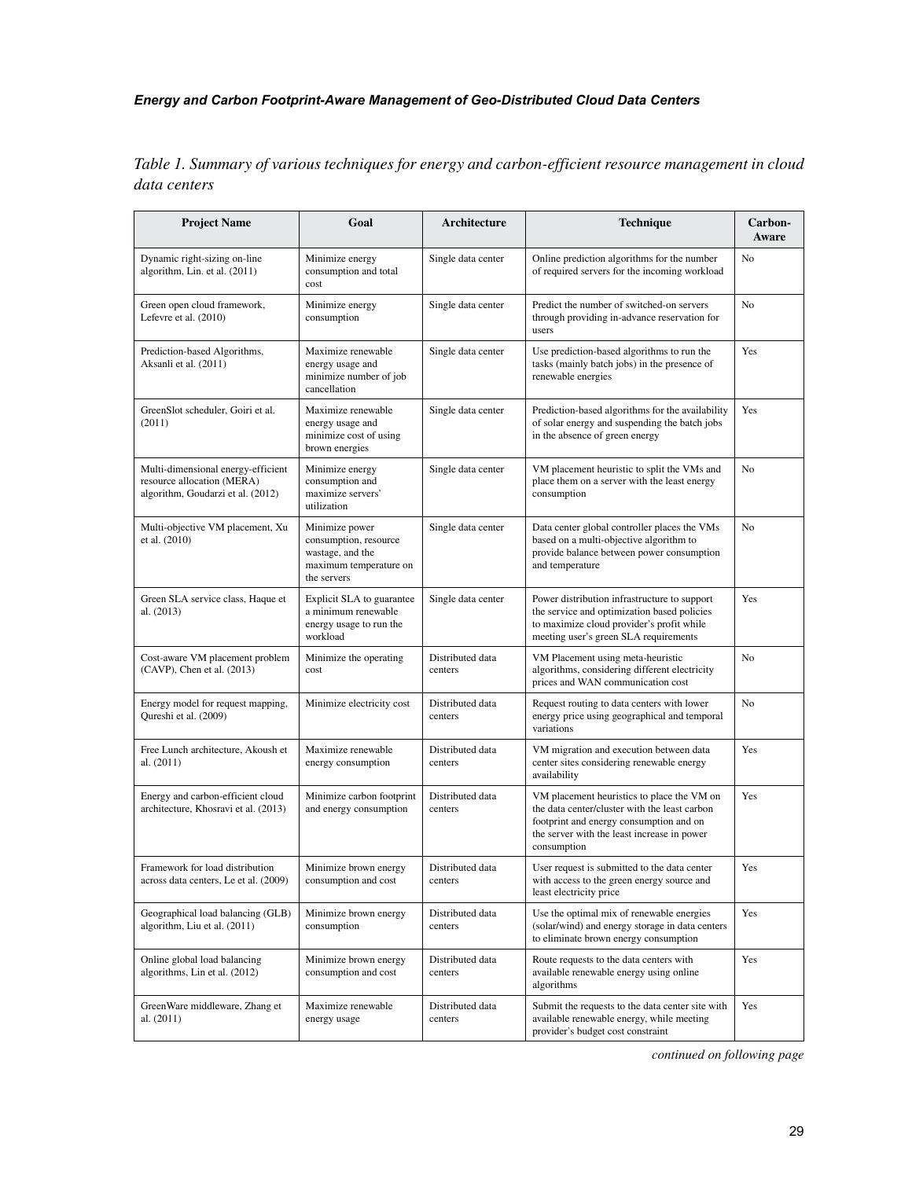*Table 1. Summary of various techniques for energy and carbon-efficient resource management in cloud data centers*

| Project Name | Goal | Architecture | Technique | Carbon-Aware |
|---|---|---|---|---|
| Dynamic right-sizing on-line algorithm, Lin. et al. (2011) | Minimize energy consumption and total cost | Single data center | Online prediction algorithms for the number of required servers for the incoming workload | No |
| Green open cloud framework, Lefevre et al. (2010) | Minimize energy consumption | Single data center | Predict the number of switched-on servers through providing in-advance reservation for users | No |
| Prediction-based Algorithms, Aksanli et al. (2011) | Maximize renewable energy usage and minimize number of job cancellation | Single data center | Use prediction-based algorithms to run the tasks (mainly batch jobs) in the presence of renewable energies | Yes |
| GreenSlot scheduler, Goiri et al. (2011) | Maximize renewable energy usage and minimize cost of using brown energies | Single data center | Prediction-based algorithms for the availability of solar energy and suspending the batch jobs in the absence of green energy | Yes |
| Multi-dimensional energy-efficient resource allocation (MERA) algorithm, Goudarzi et al. (2012) | Minimize energy consumption and maximize servers' utilization | Single data center | VM placement heuristic to split the VMs and place them on a server with the least energy consumption | No |
| Multi-objective VM placement, Xu et al. (2010) | Minimize power consumption, resource wastage, and the maximum temperature on the servers | Single data center | Data center global controller places the VMs based on a multi-objective algorithm to provide balance between power consumption and temperature | No |
| Green SLA service class, Haque et al. (2013) | Explicit SLA to guarantee a minimum renewable energy usage to run the workload | Single data center | Power distribution infrastructure to support the service and optimization based policies to maximize cloud provider's profit while meeting user's green SLA requirements | Yes |
| Cost-aware VM placement problem (CAVP), Chen et al. (2013) | Minimize the operating cost | Distributed data centers | VM Placement using meta-heuristic algorithms, considering different electricity prices and WAN communication cost | No |
| Energy model for request mapping, Qureshi et al. (2009) | Minimize electricity cost | Distributed data centers | Request routing to data centers with lower energy price using geographical and temporal variations | No |
| Free Lunch architecture, Akoush et al. (2011) | Maximize renewable energy consumption | Distributed data centers | VM migration and execution between data center sites considering renewable energy availability | Yes |
| Energy and carbon-efficient cloud architecture, Khosravi et al. (2013) | Minimize carbon footprint and energy consumption | Distributed data centers | VM placement heuristics to place the VM on the data center/cluster with the least carbon footprint and energy consumption and on the server with the least increase in power consumption | Yes |
| Framework for load distribution across data centers, Le et al. (2009) | Minimize brown energy consumption and cost | Distributed data centers | User request is submitted to the data center with access to the green energy source and least electricity price | Yes |
| Geographical load balancing (GLB) algorithm, Liu et al. (2011) | Minimize brown energy consumption | Distributed data centers | Use the optimal mix of renewable energies (solar/wind) and energy storage in data centers to eliminate brown energy consumption | Yes |
| Online global load balancing algorithms, Lin et al. (2012) | Minimize brown energy consumption and cost | Distributed data centers | Route requests to the data centers with available renewable energy using online algorithms | Yes |
| GreenWare middleware, Zhang et al. (2011) | Maximize renewable energy usage | Distributed data centers | Submit the requests to the data center site with available renewable energy, while meeting provider's budget cost constraint | Yes |

*continued on following page*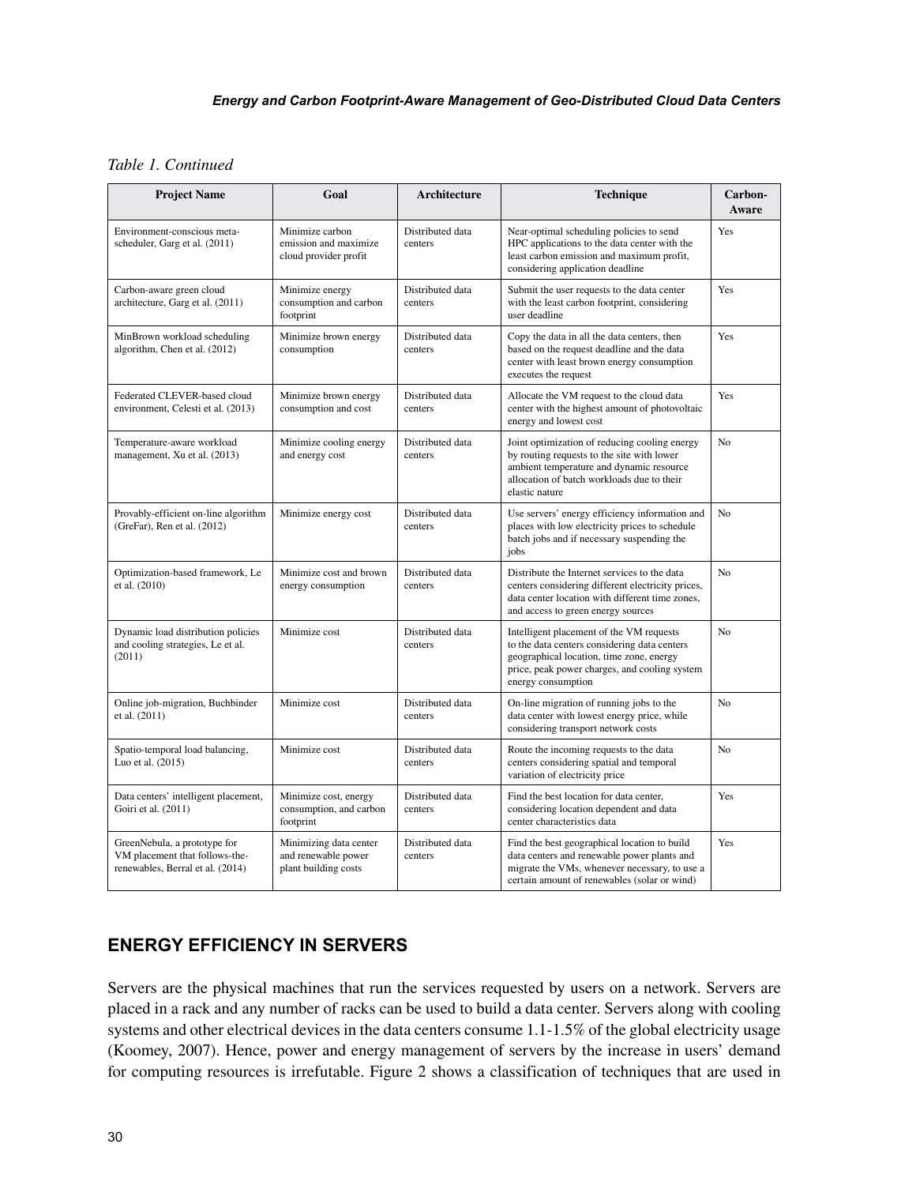*Table 1. Continued*

| Project Name | Goal | Architecture | Technique | Carbon-Aware |
|---|---|---|---|---|
| Environment-conscious meta-scheduler, Garg et al. (2011) | Minimize carbon emission and maximize cloud provider profit | Distributed data centers | Near-optimal scheduling policies to send HPC applications to the data center with the least carbon emission and maximum profit, considering application deadline | Yes |
| Carbon-aware green cloud architecture, Garg et al. (2011) | Minimize energy consumption and carbon footprint | Distributed data centers | Submit the user requests to the data center with the least carbon footprint, considering user deadline | Yes |
| MinBrown workload scheduling algorithm, Chen et al. (2012) | Minimize brown energy consumption | Distributed data centers | Copy the data in all the data centers, then based on the request deadline and the data center with least brown energy consumption executes the request | Yes |
| Federated CLEVER-based cloud environment, Celesti et al. (2013) | Minimize brown energy consumption and cost | Distributed data centers | Allocate the VM request to the cloud data center with the highest amount of photovoltaic energy and lowest cost | Yes |
| Temperature-aware workload management, Xu et al. (2013) | Minimize cooling energy and energy cost | Distributed data centers | Joint optimization of reducing cooling energy by routing requests to the site with lower ambient temperature and dynamic resource allocation of batch workloads due to their elastic nature | No |
| Provably-efficient on-line algorithm (GreFar), Ren et al. (2012) | Minimize energy cost | Distributed data centers | Use servers' energy efficiency information and places with low electricity prices to schedule batch jobs and if necessary suspending the jobs | No |
| Optimization-based framework, Le et al. (2010) | Minimize cost and brown energy consumption | Distributed data centers | Distribute the Internet services to the data centers considering different electricity prices, data center location with different time zones, and access to green energy sources | No |
| Dynamic load distribution policies and cooling strategies, Le et al. (2011) | Minimize cost | Distributed data centers | Intelligent placement of the VM requests to the data centers considering data centers geographical location, time zone, energy price, peak power charges, and cooling system energy consumption | No |
| Online job-migration, Buchbinder et al. (2011) | Minimize cost | Distributed data centers | On-line migration of running jobs to the data center with lowest energy price, while considering transport network costs | No |
| Spatio-temporal load balancing, Luo et al. (2015) | Minimize cost | Distributed data centers | Route the incoming requests to the data centers considering spatial and temporal variation of electricity price | No |
| Data centers' intelligent placement, Goiri et al. (2011) | Minimize cost, energy consumption, and carbon footprint | Distributed data centers | Find the best location for data center, considering location dependent and data center characteristics data | Yes |
| GreenNebula, a prototype for VM placement that follows-the-renewables, Berral et al. (2014) | Minimizing data center and renewable power plant building costs | Distributed data centers | Find the best geographical location to build data centers and renewable power plants and migrate the VMs, whenever necessary, to use a certain amount of renewables (solar or wind) | Yes |

## ENERGY EFFICIENCY IN SERVERS

Servers are the physical machines that run the services requested by users on a network. Servers are placed in a rack and any number of racks can be used to build a data center. Servers along with cooling systems and other electrical devices in the data centers consume 1.1-1.5% of the global electricity usage (Koomey, 2007). Hence, power and energy management of servers by the increase in users' demand for computing resources is irrefutable. Figure 2 shows a classification of techniques that are used in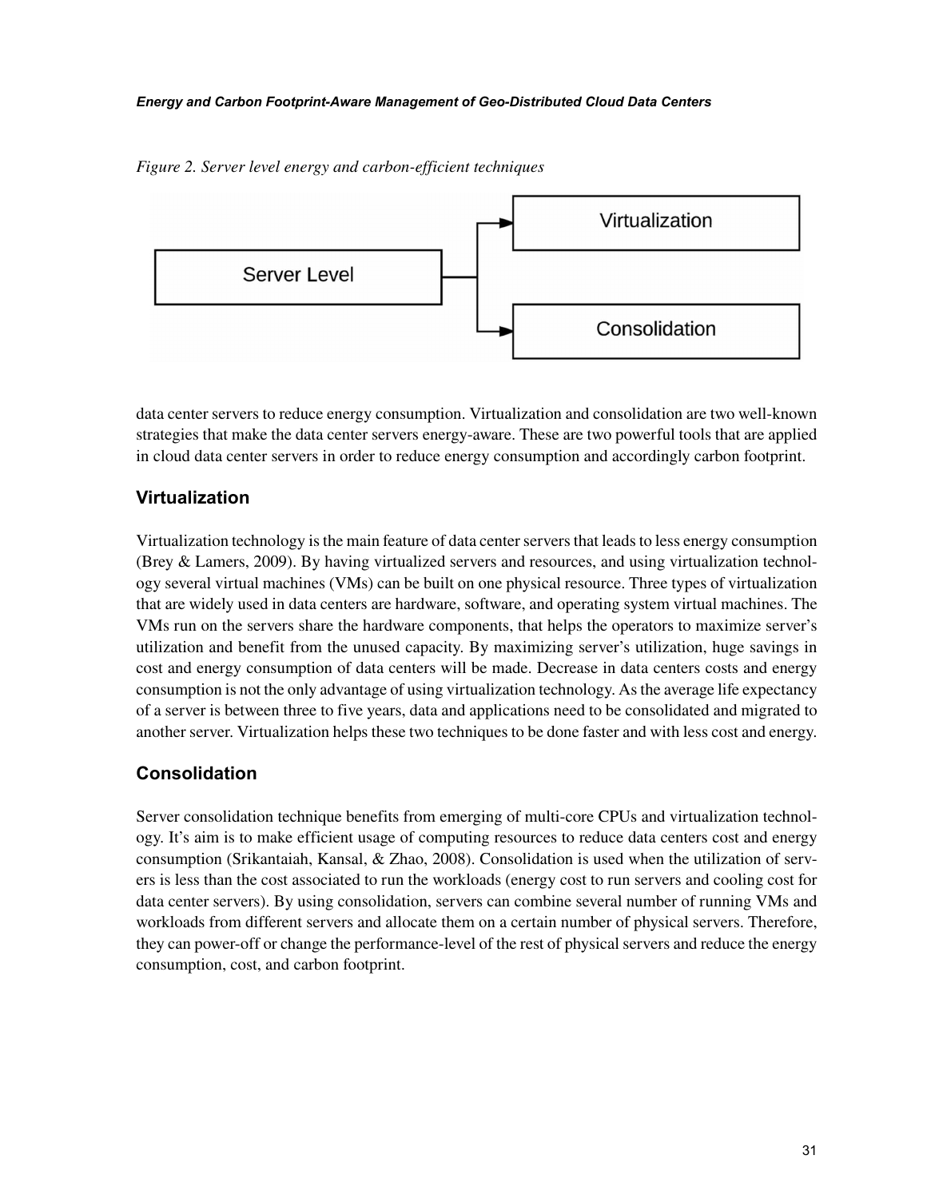*Figure 2. Server level energy and carbon-efficient techniques*

data center servers to reduce energy consumption. Virtualization and consolidation are two well-known strategies that make the data center servers energy-aware. These are two powerful tools that are applied in cloud data center servers in order to reduce energy consumption and accordingly carbon footprint.

## Virtualization

Virtualization technology is the main feature of data center servers that leads to less energy consumption (Brey & Lamers, 2009). By having virtualized servers and resources, and using virtualization technology several virtual machines (VMs) can be built on one physical resource. Three types of virtualization that are widely used in data centers are hardware, software, and operating system virtual machines. The VMs run on the servers share the hardware components, that helps the operators to maximize server's utilization and benefit from the unused capacity. By maximizing server's utilization, huge savings in cost and energy consumption of data centers will be made. Decrease in data centers costs and energy consumption is not the only advantage of using virtualization technology. As the average life expectancy of a server is between three to five years, data and applications need to be consolidated and migrated to another server. Virtualization helps these two techniques to be done faster and with less cost and energy.

## Consolidation

Server consolidation technique benefits from emerging of multi-core CPUs and virtualization technology. It's aim is to make efficient usage of computing resources to reduce data centers cost and energy consumption (Srikantaiah, Kansal, & Zhao, 2008). Consolidation is used when the utilization of servers is less than the cost associated to run the workloads (energy cost to run servers and cooling cost for data center servers). By using consolidation, servers can combine several number of running VMs and workloads from different servers and allocate them on a certain number of physical servers. Therefore, they can power-off or change the performance-level of the rest of physical servers and reduce the energy consumption, cost, and carbon footprint.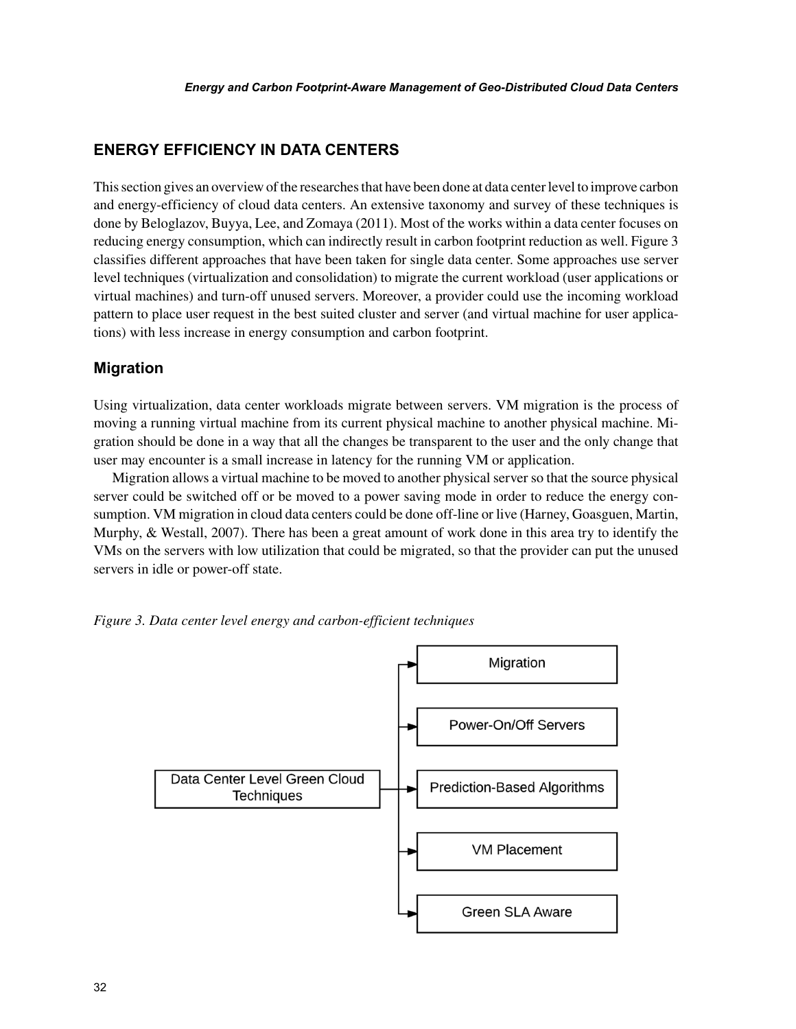## ENERGY EFFICIENCY IN DATA CENTERS

This section gives an overview of the researches that have been done at data center level to improve carbon and energy-efficiency of cloud data centers. An extensive taxonomy and survey of these techniques is done by Beloglazov, Buyya, Lee, and Zomaya (2011). Most of the works within a data center focuses on reducing energy consumption, which can indirectly result in carbon footprint reduction as well. Figure 3 classifies different approaches that have been taken for single data center. Some approaches use server level techniques (virtualization and consolidation) to migrate the current workload (user applications or virtual machines) and turn-off unused servers. Moreover, a provider could use the incoming workload pattern to place user request in the best suited cluster and server (and virtual machine for user applications) with less increase in energy consumption and carbon footprint.

### Migration

Using virtualization, data center workloads migrate between servers. VM migration is the process of moving a running virtual machine from its current physical machine to another physical machine. Migration should be done in a way that all the changes be transparent to the user and the only change that user may encounter is a small increase in latency for the running VM or application.

Migration allows a virtual machine to be moved to another physical server so that the source physical server could be switched off or be moved to a power saving mode in order to reduce the energy consumption. VM migration in cloud data centers could be done off-line or live (Harney, Goasguen, Martin, Murphy, & Westall, 2007). There has been a great amount of work done in this area try to identify the VMs on the servers with low utilization that could be migrated, so that the provider can put the unused servers in idle or power-off state.

*Figure 3. Data center level energy and carbon-efficient techniques*

Data Center Level Green Cloud Techniques

Migration

Power-On/Off Servers

Prediction-Based Algorithms

VM Placement

Green SLA Aware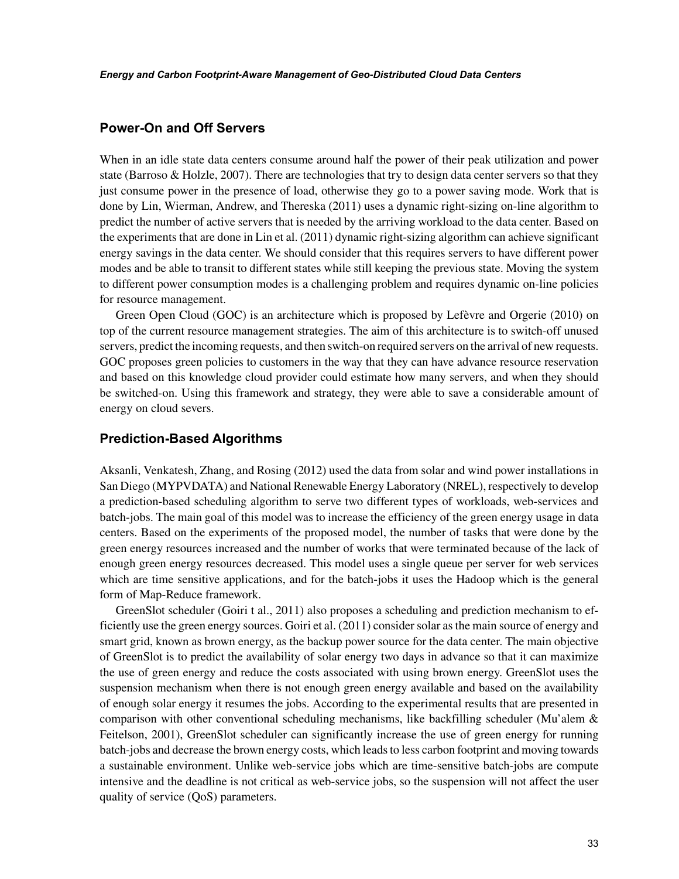## Power-On and Off Servers

When in an idle state data centers consume around half the power of their peak utilization and power state (Barroso & Holzle, 2007). There are technologies that try to design data center servers so that they just consume power in the presence of load, otherwise they go to a power saving mode. Work that is done by Lin, Wierman, Andrew, and Thereska (2011) uses a dynamic right-sizing on-line algorithm to predict the number of active servers that is needed by the arriving workload to the data center. Based on the experiments that are done in Lin et al. (2011) dynamic right-sizing algorithm can achieve significant energy savings in the data center. We should consider that this requires servers to have different power modes and be able to transit to different states while still keeping the previous state. Moving the system to different power consumption modes is a challenging problem and requires dynamic on-line policies for resource management.

Green Open Cloud (GOC) is an architecture which is proposed by Lefèvre and Orgerie (2010) on top of the current resource management strategies. The aim of this architecture is to switch-off unused servers, predict the incoming requests, and then switch-on required servers on the arrival of new requests. GOC proposes green policies to customers in the way that they can have advance resource reservation and based on this knowledge cloud provider could estimate how many servers, and when they should be switched-on. Using this framework and strategy, they were able to save a considerable amount of energy on cloud severs.

## Prediction-Based Algorithms

Aksanli, Venkatesh, Zhang, and Rosing (2012) used the data from solar and wind power installations in San Diego (MYPVDATA) and National Renewable Energy Laboratory (NREL), respectively to develop a prediction-based scheduling algorithm to serve two different types of workloads, web-services and batch-jobs. The main goal of this model was to increase the efficiency of the green energy usage in data centers. Based on the experiments of the proposed model, the number of tasks that were done by the green energy resources increased and the number of works that were terminated because of the lack of enough green energy resources decreased. This model uses a single queue per server for web services which are time sensitive applications, and for the batch-jobs it uses the Hadoop which is the general form of Map-Reduce framework.

GreenSlot scheduler (Goiri t al., 2011) also proposes a scheduling and prediction mechanism to efficiently use the green energy sources. Goiri et al. (2011) consider solar as the main source of energy and smart grid, known as brown energy, as the backup power source for the data center. The main objective of GreenSlot is to predict the availability of solar energy two days in advance so that it can maximize the use of green energy and reduce the costs associated with using brown energy. GreenSlot uses the suspension mechanism when there is not enough green energy available and based on the availability of enough solar energy it resumes the jobs. According to the experimental results that are presented in comparison with other conventional scheduling mechanisms, like backfilling scheduler (Mu'alem & Feitelson, 2001), GreenSlot scheduler can significantly increase the use of green energy for running batch-jobs and decrease the brown energy costs, which leads to less carbon footprint and moving towards a sustainable environment. Unlike web-service jobs which are time-sensitive batch-jobs are compute intensive and the deadline is not critical as web-service jobs, so the suspension will not affect the user quality of service (QoS) parameters.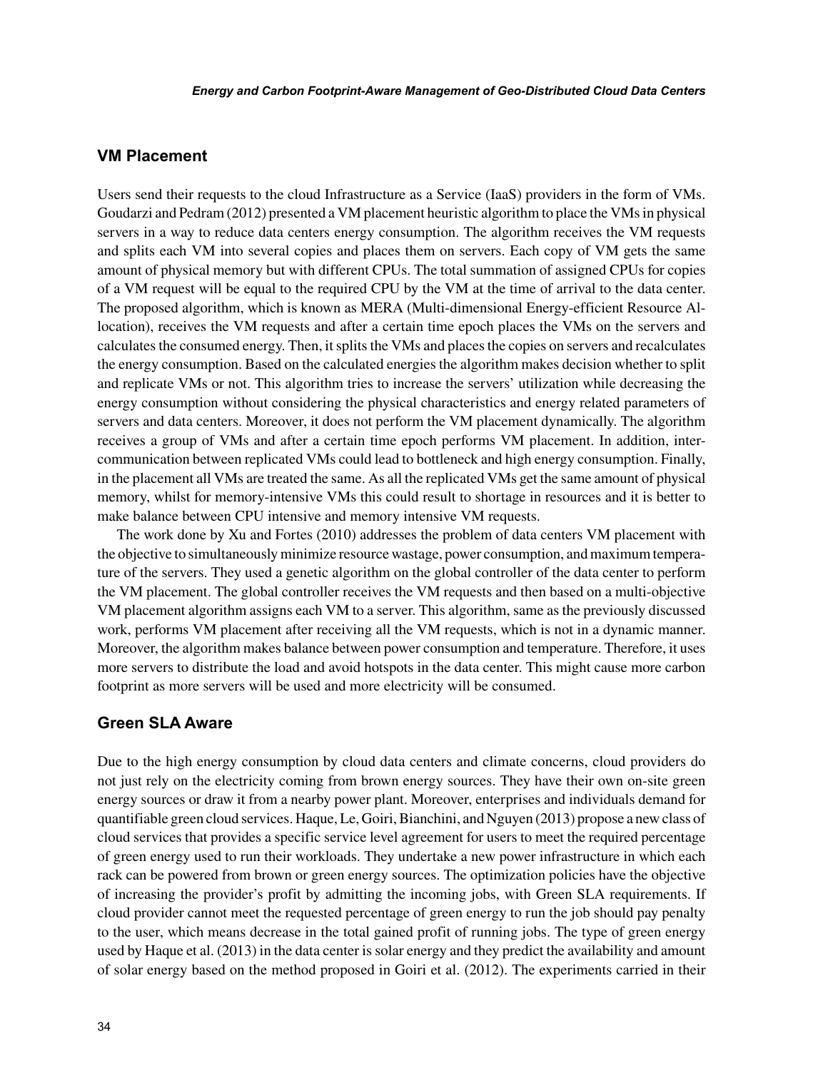## VM Placement

Users send their requests to the cloud Infrastructure as a Service (IaaS) providers in the form of VMs. Goudarzi and Pedram (2012) presented a VM placement heuristic algorithm to place the VMs in physical servers in a way to reduce data centers energy consumption. The algorithm receives the VM requests and splits each VM into several copies and places them on servers. Each copy of VM gets the same amount of physical memory but with different CPUs. The total summation of assigned CPUs for copies of a VM request will be equal to the required CPU by the VM at the time of arrival to the data center. The proposed algorithm, which is known as MERA (Multi-dimensional Energy-efficient Resource Allocation), receives the VM requests and after a certain time epoch places the VMs on the servers and calculates the consumed energy. Then, it splits the VMs and places the copies on servers and recalculates the energy consumption. Based on the calculated energies the algorithm makes decision whether to split and replicate VMs or not. This algorithm tries to increase the servers' utilization while decreasing the energy consumption without considering the physical characteristics and energy related parameters of servers and data centers. Moreover, it does not perform the VM placement dynamically. The algorithm receives a group of VMs and after a certain time epoch performs VM placement. In addition, intercommunication between replicated VMs could lead to bottleneck and high energy consumption. Finally, in the placement all VMs are treated the same. As all the replicated VMs get the same amount of physical memory, whilst for memory-intensive VMs this could result to shortage in resources and it is better to make balance between CPU intensive and memory intensive VM requests.

The work done by Xu and Fortes (2010) addresses the problem of data centers VM placement with the objective to simultaneously minimize resource wastage, power consumption, and maximum temperature of the servers. They used a genetic algorithm on the global controller of the data center to perform the VM placement. The global controller receives the VM requests and then based on a multi-objective VM placement algorithm assigns each VM to a server. This algorithm, same as the previously discussed work, performs VM placement after receiving all the VM requests, which is not in a dynamic manner. Moreover, the algorithm makes balance between power consumption and temperature. Therefore, it uses more servers to distribute the load and avoid hotspots in the data center. This might cause more carbon footprint as more servers will be used and more electricity will be consumed.

## Green SLA Aware

Due to the high energy consumption by cloud data centers and climate concerns, cloud providers do not just rely on the electricity coming from brown energy sources. They have their own on-site green energy sources or draw it from a nearby power plant. Moreover, enterprises and individuals demand for quantifiable green cloud services. Haque, Le, Goiri, Bianchini, and Nguyen (2013) propose a new class of cloud services that provides a specific service level agreement for users to meet the required percentage of green energy used to run their workloads. They undertake a new power infrastructure in which each rack can be powered from brown or green energy sources. The optimization policies have the objective of increasing the provider's profit by admitting the incoming jobs, with Green SLA requirements. If cloud provider cannot meet the requested percentage of green energy to run the job should pay penalty to the user, which means decrease in the total gained profit of running jobs. The type of green energy used by Haque et al. (2013) in the data center is solar energy and they predict the availability and amount of solar energy based on the method proposed in Goiri et al. (2012). The experiments carried in their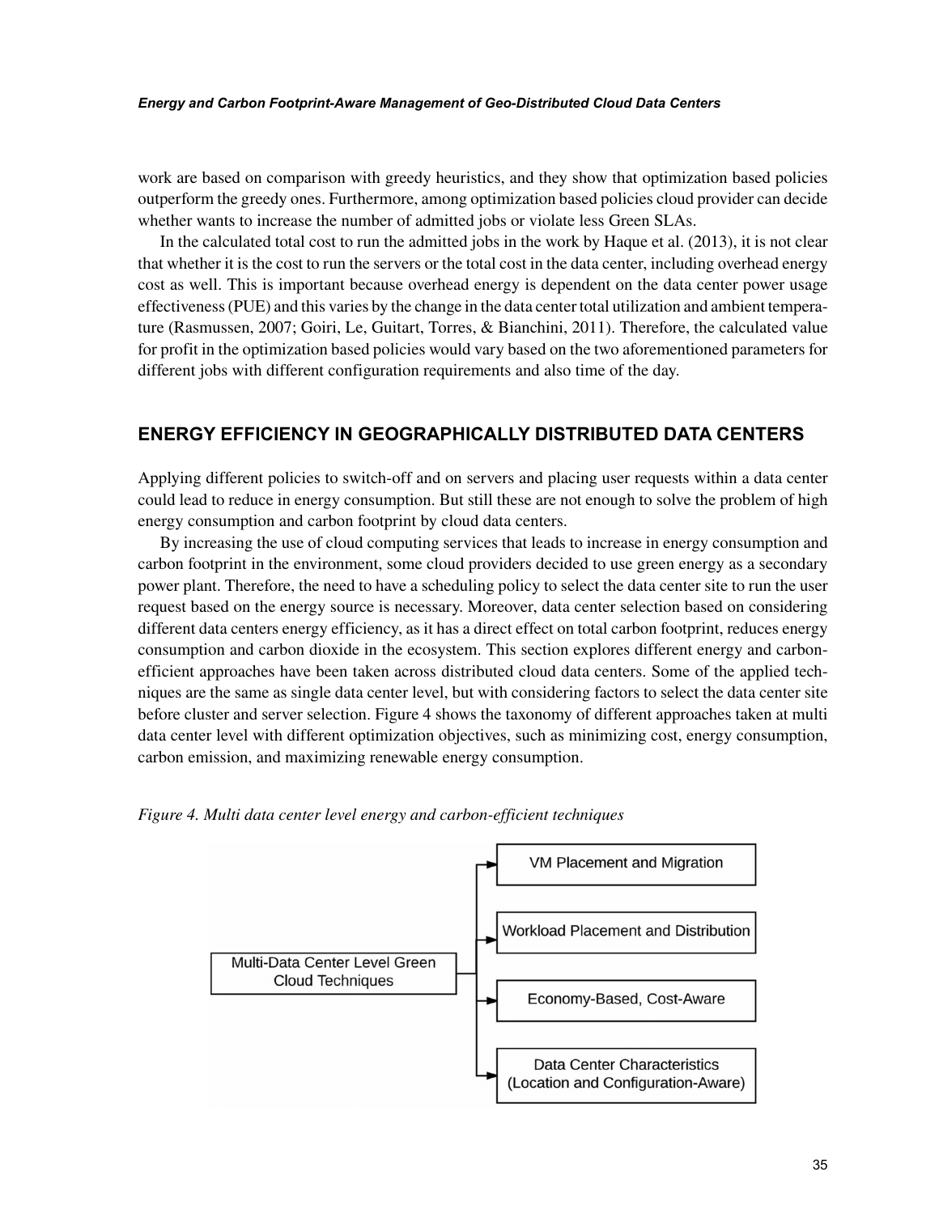work are based on comparison with greedy heuristics, and they show that optimization based policies outperform the greedy ones. Furthermore, among optimization based policies cloud provider can decide whether wants to increase the number of admitted jobs or violate less Green SLAs.

In the calculated total cost to run the admitted jobs in the work by Haque et al. (2013), it is not clear that whether it is the cost to run the servers or the total cost in the data center, including overhead energy cost as well. This is important because overhead energy is dependent on the data center power usage effectiveness (PUE) and this varies by the change in the data center total utilization and ambient temperature (Rasmussen, 2007; Goiri, Le, Guitart, Torres, & Bianchini, 2011). Therefore, the calculated value for profit in the optimization based policies would vary based on the two aforementioned parameters for different jobs with different configuration requirements and also time of the day.

## ENERGY EFFICIENCY IN GEOGRAPHICALLY DISTRIBUTED DATA CENTERS

Applying different policies to switch-off and on servers and placing user requests within a data center could lead to reduce in energy consumption. But still these are not enough to solve the problem of high energy consumption and carbon footprint by cloud data centers.

By increasing the use of cloud computing services that leads to increase in energy consumption and carbon footprint in the environment, some cloud providers decided to use green energy as a secondary power plant. Therefore, the need to have a scheduling policy to select the data center site to run the user request based on the energy source is necessary. Moreover, data center selection based on considering different data centers energy efficiency, as it has a direct effect on total carbon footprint, reduces energy consumption and carbon dioxide in the ecosystem. This section explores different energy and carbon-efficient approaches have been taken across distributed cloud data centers. Some of the applied techniques are the same as single data center level, but with considering factors to select the data center site before cluster and server selection. Figure 4 shows the taxonomy of different approaches taken at multi data center level with different optimization objectives, such as minimizing cost, energy consumption, carbon emission, and maximizing renewable energy consumption.

*Figure 4. Multi data center level energy and carbon-efficient techniques*

Multi-Data Center Level Green Cloud Techniques

VM Placement and Migration

Workload Placement and Distribution

Economy-Based, Cost-Aware

Data Center Characteristics (Location and Configuration-Aware)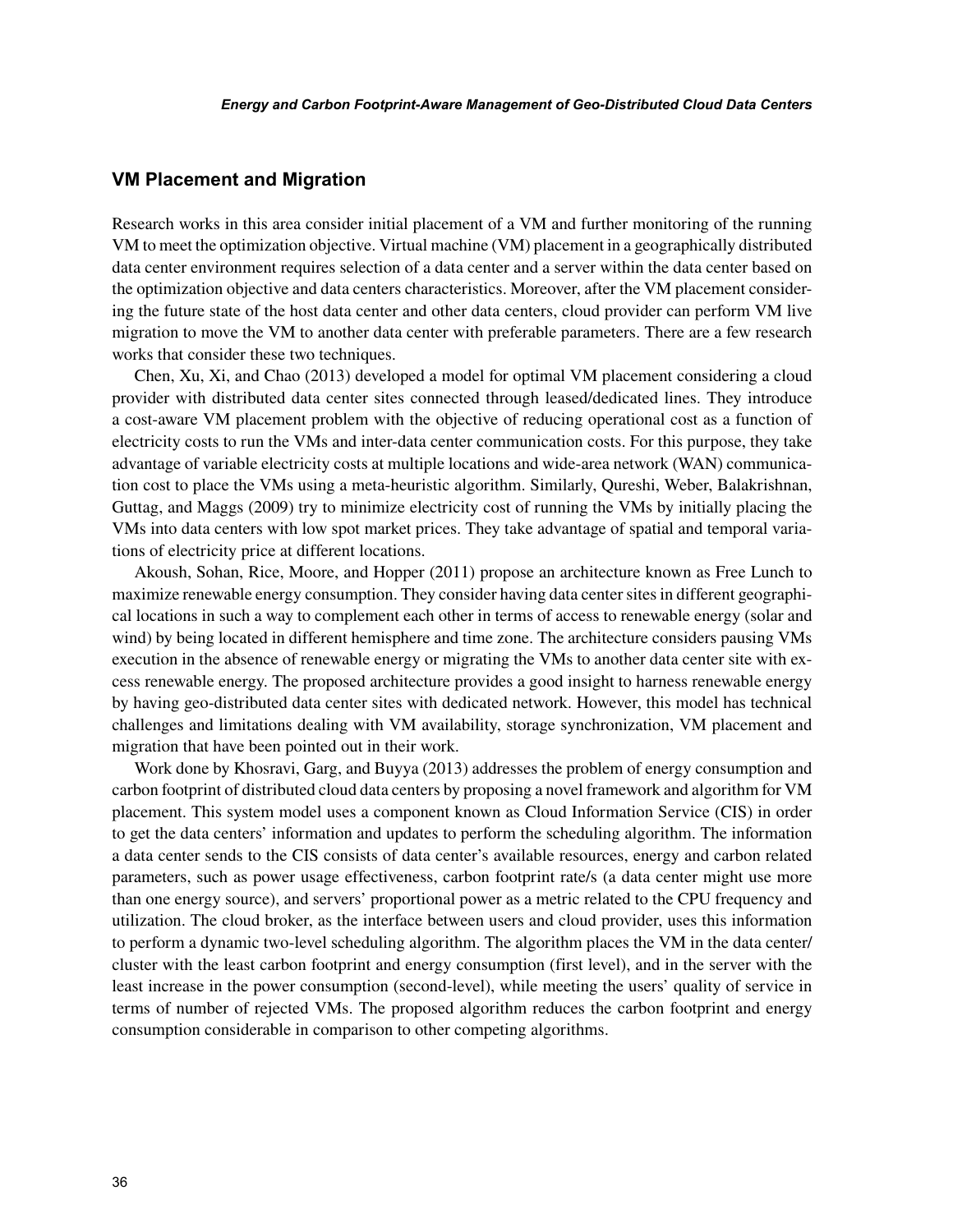## VM Placement and Migration

Research works in this area consider initial placement of a VM and further monitoring of the running VM to meet the optimization objective. Virtual machine (VM) placement in a geographically distributed data center environment requires selection of a data center and a server within the data center based on the optimization objective and data centers characteristics. Moreover, after the VM placement considering the future state of the host data center and other data centers, cloud provider can perform VM live migration to move the VM to another data center with preferable parameters. There are a few research works that consider these two techniques.

Chen, Xu, Xi, and Chao (2013) developed a model for optimal VM placement considering a cloud provider with distributed data center sites connected through leased/dedicated lines. They introduce a cost-aware VM placement problem with the objective of reducing operational cost as a function of electricity costs to run the VMs and inter-data center communication costs. For this purpose, they take advantage of variable electricity costs at multiple locations and wide-area network (WAN) communication cost to place the VMs using a meta-heuristic algorithm. Similarly, Qureshi, Weber, Balakrishnan, Guttag, and Maggs (2009) try to minimize electricity cost of running the VMs by initially placing the VMs into data centers with low spot market prices. They take advantage of spatial and temporal variations of electricity price at different locations.

Akoush, Sohan, Rice, Moore, and Hopper (2011) propose an architecture known as Free Lunch to maximize renewable energy consumption. They consider having data center sites in different geographical locations in such a way to complement each other in terms of access to renewable energy (solar and wind) by being located in different hemisphere and time zone. The architecture considers pausing VMs execution in the absence of renewable energy or migrating the VMs to another data center site with excess renewable energy. The proposed architecture provides a good insight to harness renewable energy by having geo-distributed data center sites with dedicated network. However, this model has technical challenges and limitations dealing with VM availability, storage synchronization, VM placement and migration that have been pointed out in their work.

Work done by Khosravi, Garg, and Buyya (2013) addresses the problem of energy consumption and carbon footprint of distributed cloud data centers by proposing a novel framework and algorithm for VM placement. This system model uses a component known as Cloud Information Service (CIS) in order to get the data centers' information and updates to perform the scheduling algorithm. The information a data center sends to the CIS consists of data center's available resources, energy and carbon related parameters, such as power usage effectiveness, carbon footprint rate/s (a data center might use more than one energy source), and servers' proportional power as a metric related to the CPU frequency and utilization. The cloud broker, as the interface between users and cloud provider, uses this information to perform a dynamic two-level scheduling algorithm. The algorithm places the VM in the data center/cluster with the least carbon footprint and energy consumption (first level), and in the server with the least increase in the power consumption (second-level), while meeting the users' quality of service in terms of number of rejected VMs. The proposed algorithm reduces the carbon footprint and energy consumption considerable in comparison to other competing algorithms.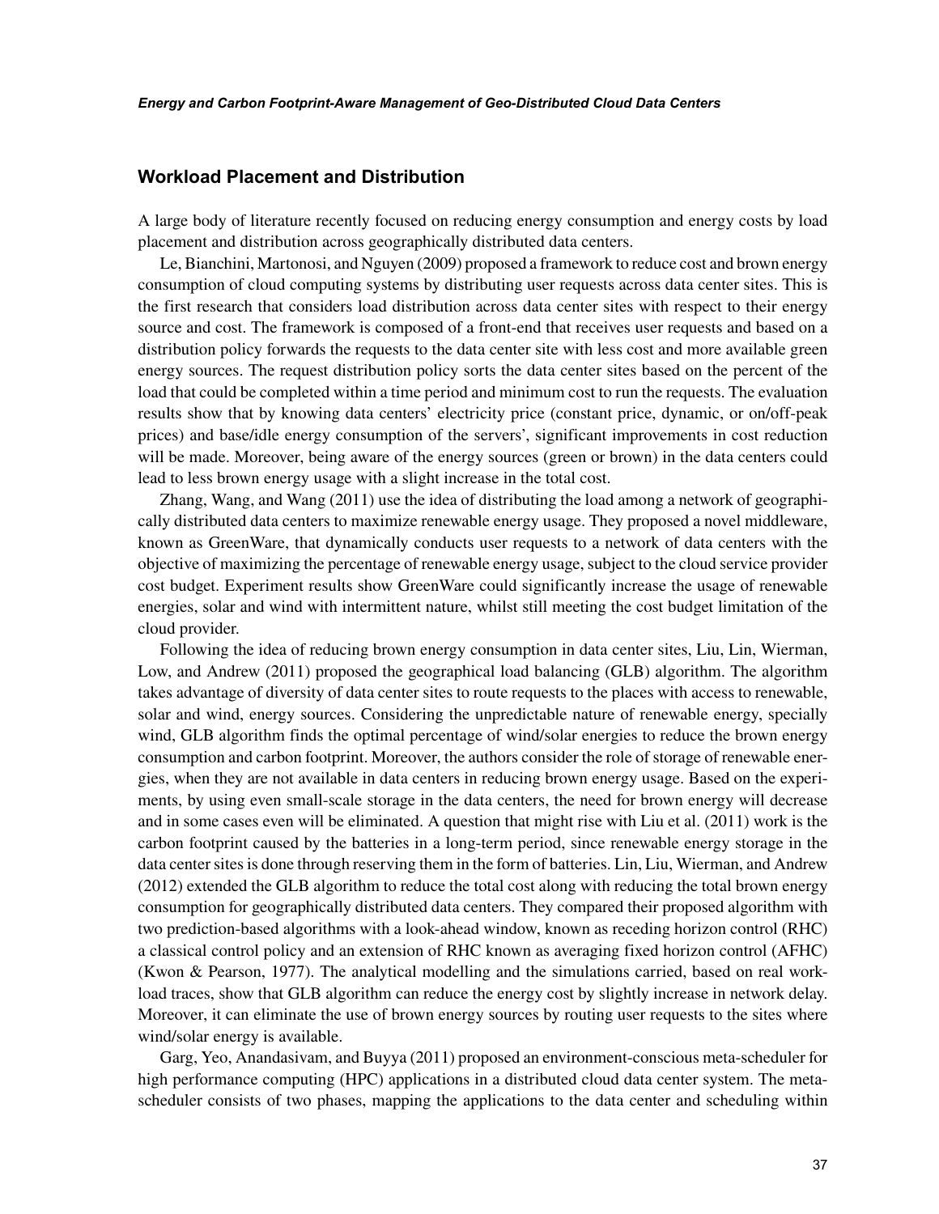## Workload Placement and Distribution

A large body of literature recently focused on reducing energy consumption and energy costs by load placement and distribution across geographically distributed data centers.

Le, Bianchini, Martonosi, and Nguyen (2009) proposed a framework to reduce cost and brown energy consumption of cloud computing systems by distributing user requests across data center sites. This is the first research that considers load distribution across data center sites with respect to their energy source and cost. The framework is composed of a front-end that receives user requests and based on a distribution policy forwards the requests to the data center site with less cost and more available green energy sources. The request distribution policy sorts the data center sites based on the percent of the load that could be completed within a time period and minimum cost to run the requests. The evaluation results show that by knowing data centers' electricity price (constant price, dynamic, or on/off-peak prices) and base/idle energy consumption of the servers', significant improvements in cost reduction will be made. Moreover, being aware of the energy sources (green or brown) in the data centers could lead to less brown energy usage with a slight increase in the total cost.

Zhang, Wang, and Wang (2011) use the idea of distributing the load among a network of geographically distributed data centers to maximize renewable energy usage. They proposed a novel middleware, known as GreenWare, that dynamically conducts user requests to a network of data centers with the objective of maximizing the percentage of renewable energy usage, subject to the cloud service provider cost budget. Experiment results show GreenWare could significantly increase the usage of renewable energies, solar and wind with intermittent nature, whilst still meeting the cost budget limitation of the cloud provider.

Following the idea of reducing brown energy consumption in data center sites, Liu, Lin, Wierman, Low, and Andrew (2011) proposed the geographical load balancing (GLB) algorithm. The algorithm takes advantage of diversity of data center sites to route requests to the places with access to renewable, solar and wind, energy sources. Considering the unpredictable nature of renewable energy, specially wind, GLB algorithm finds the optimal percentage of wind/solar energies to reduce the brown energy consumption and carbon footprint. Moreover, the authors consider the role of storage of renewable energies, when they are not available in data centers in reducing brown energy usage. Based on the experiments, by using even small-scale storage in the data centers, the need for brown energy will decrease and in some cases even will be eliminated. A question that might rise with Liu et al. (2011) work is the carbon footprint caused by the batteries in a long-term period, since renewable energy storage in the data center sites is done through reserving them in the form of batteries. Lin, Liu, Wierman, and Andrew (2012) extended the GLB algorithm to reduce the total cost along with reducing the total brown energy consumption for geographically distributed data centers. They compared their proposed algorithm with two prediction-based algorithms with a look-ahead window, known as receding horizon control (RHC) a classical control policy and an extension of RHC known as averaging fixed horizon control (AFHC) (Kwon & Pearson, 1977). The analytical modelling and the simulations carried, based on real workload traces, show that GLB algorithm can reduce the energy cost by slightly increase in network delay. Moreover, it can eliminate the use of brown energy sources by routing user requests to the sites where wind/solar energy is available.

Garg, Yeo, Anandasivam, and Buyya (2011) proposed an environment-conscious meta-scheduler for high performance computing (HPC) applications in a distributed cloud data center system. The meta-scheduler consists of two phases, mapping the applications to the data center and scheduling within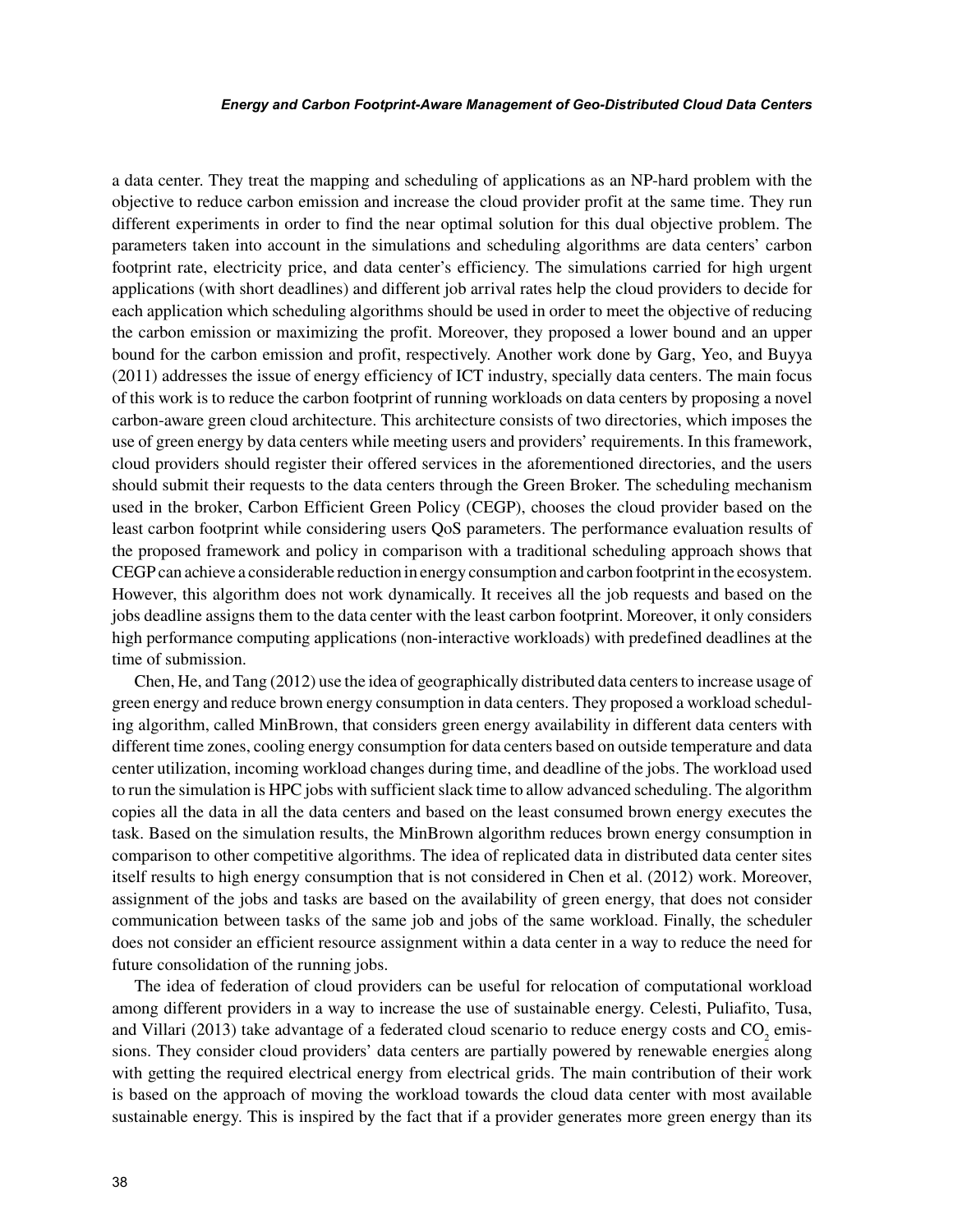a data center. They treat the mapping and scheduling of applications as an NP-hard problem with the objective to reduce carbon emission and increase the cloud provider profit at the same time. They run different experiments in order to find the near optimal solution for this dual objective problem. The parameters taken into account in the simulations and scheduling algorithms are data centers' carbon footprint rate, electricity price, and data center's efficiency. The simulations carried for high urgent applications (with short deadlines) and different job arrival rates help the cloud providers to decide for each application which scheduling algorithms should be used in order to meet the objective of reducing the carbon emission or maximizing the profit. Moreover, they proposed a lower bound and an upper bound for the carbon emission and profit, respectively. Another work done by Garg, Yeo, and Buyya (2011) addresses the issue of energy efficiency of ICT industry, specially data centers. The main focus of this work is to reduce the carbon footprint of running workloads on data centers by proposing a novel carbon-aware green cloud architecture. This architecture consists of two directories, which imposes the use of green energy by data centers while meeting users and providers' requirements. In this framework, cloud providers should register their offered services in the aforementioned directories, and the users should submit their requests to the data centers through the Green Broker. The scheduling mechanism used in the broker, Carbon Efficient Green Policy (CEGP), chooses the cloud provider based on the least carbon footprint while considering users QoS parameters. The performance evaluation results of the proposed framework and policy in comparison with a traditional scheduling approach shows that CEGP can achieve a considerable reduction in energy consumption and carbon footprint in the ecosystem. However, this algorithm does not work dynamically. It receives all the job requests and based on the jobs deadline assigns them to the data center with the least carbon footprint. Moreover, it only considers high performance computing applications (non-interactive workloads) with predefined deadlines at the time of submission.

Chen, He, and Tang (2012) use the idea of geographically distributed data centers to increase usage of green energy and reduce brown energy consumption in data centers. They proposed a workload scheduling algorithm, called MinBrown, that considers green energy availability in different data centers with different time zones, cooling energy consumption for data centers based on outside temperature and data center utilization, incoming workload changes during time, and deadline of the jobs. The workload used to run the simulation is HPC jobs with sufficient slack time to allow advanced scheduling. The algorithm copies all the data in all the data centers and based on the least consumed brown energy executes the task. Based on the simulation results, the MinBrown algorithm reduces brown energy consumption in comparison to other competitive algorithms. The idea of replicated data in distributed data center sites itself results to high energy consumption that is not considered in Chen et al. (2012) work. Moreover, assignment of the jobs and tasks are based on the availability of green energy, that does not consider communication between tasks of the same job and jobs of the same workload. Finally, the scheduler does not consider an efficient resource assignment within a data center in a way to reduce the need for future consolidation of the running jobs.

The idea of federation of cloud providers can be useful for relocation of computational workload among different providers in a way to increase the use of sustainable energy. Celesti, Puliafito, Tusa, and Villari (2013) take advantage of a federated cloud scenario to reduce energy costs and $CO_2$ emissions. They consider cloud providers' data centers are partially powered by renewable energies along with getting the required electrical energy from electrical grids. The main contribution of their work is based on the approach of moving the workload towards the cloud data center with most available sustainable energy. This is inspired by the fact that if a provider generates more green energy than its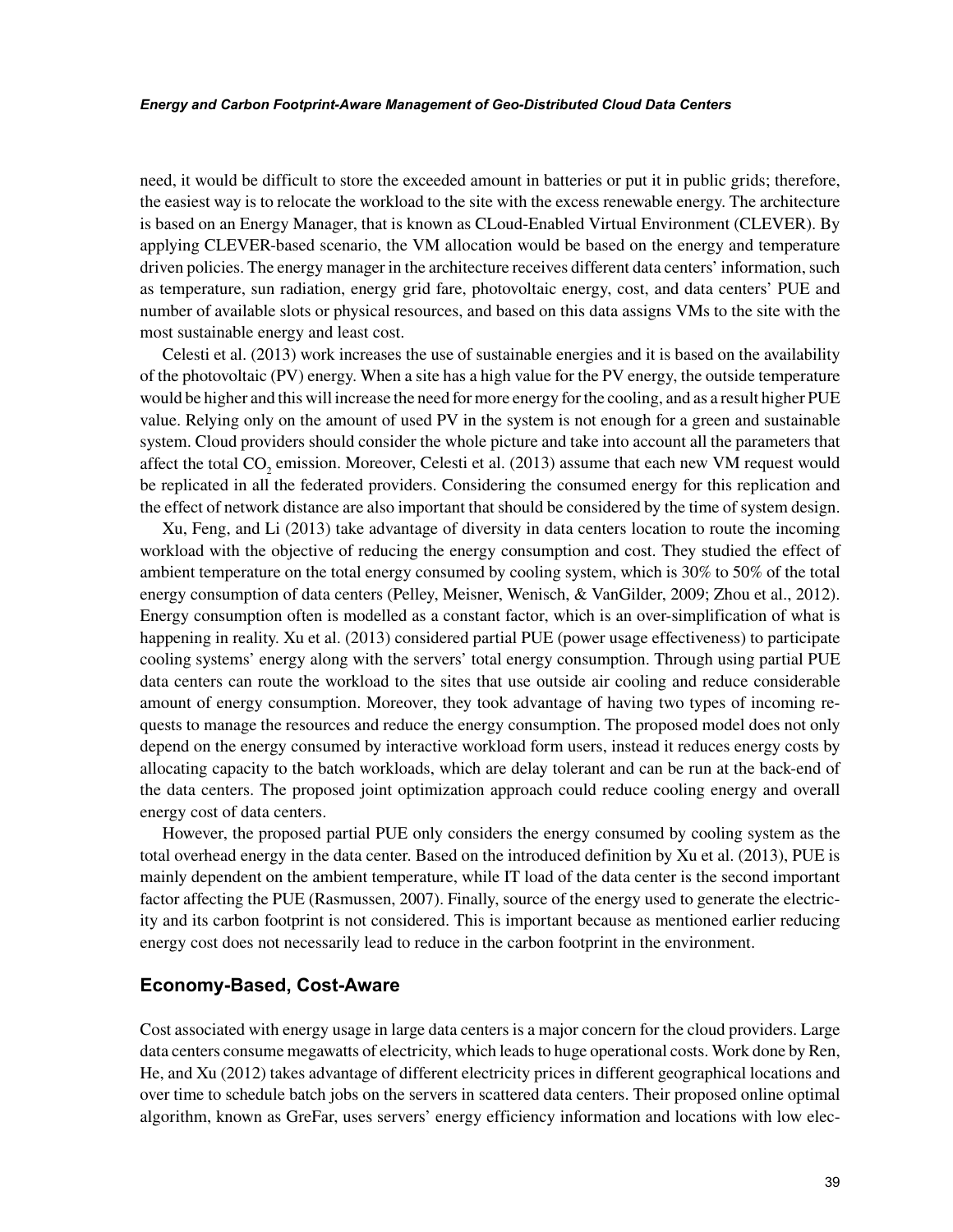need, it would be difficult to store the exceeded amount in batteries or put it in public grids; therefore, the easiest way is to relocate the workload to the site with the excess renewable energy. The architecture is based on an Energy Manager, that is known as CLoud-Enabled Virtual Environment (CLEVER). By applying CLEVER-based scenario, the VM allocation would be based on the energy and temperature driven policies. The energy manager in the architecture receives different data centers' information, such as temperature, sun radiation, energy grid fare, photovoltaic energy, cost, and data centers' PUE and number of available slots or physical resources, and based on this data assigns VMs to the site with the most sustainable energy and least cost.

Celesti et al. (2013) work increases the use of sustainable energies and it is based on the availability of the photovoltaic (PV) energy. When a site has a high value for the PV energy, the outside temperature would be higher and this will increase the need for more energy for the cooling, and as a result higher PUE value. Relying only on the amount of used PV in the system is not enough for a green and sustainable system. Cloud providers should consider the whole picture and take into account all the parameters that affect the total $CO_2$ emission. Moreover, Celesti et al. (2013) assume that each new VM request would be replicated in all the federated providers. Considering the consumed energy for this replication and the effect of network distance are also important that should be considered by the time of system design.

Xu, Feng, and Li (2013) take advantage of diversity in data centers location to route the incoming workload with the objective of reducing the energy consumption and cost. They studied the effect of ambient temperature on the total energy consumed by cooling system, which is 30% to 50% of the total energy consumption of data centers (Pelley, Meisner, Wenisch, & VanGilder, 2009; Zhou et al., 2012). Energy consumption often is modelled as a constant factor, which is an over-simplification of what is happening in reality. Xu et al. (2013) considered partial PUE (power usage effectiveness) to participate cooling systems' energy along with the servers' total energy consumption. Through using partial PUE data centers can route the workload to the sites that use outside air cooling and reduce considerable amount of energy consumption. Moreover, they took advantage of having two types of incoming requests to manage the resources and reduce the energy consumption. The proposed model does not only depend on the energy consumed by interactive workload form users, instead it reduces energy costs by allocating capacity to the batch workloads, which are delay tolerant and can be run at the back-end of the data centers. The proposed joint optimization approach could reduce cooling energy and overall energy cost of data centers.

However, the proposed partial PUE only considers the energy consumed by cooling system as the total overhead energy in the data center. Based on the introduced definition by Xu et al. (2013), PUE is mainly dependent on the ambient temperature, while IT load of the data center is the second important factor affecting the PUE (Rasmussen, 2007). Finally, source of the energy used to generate the electricity and its carbon footprint is not considered. This is important because as mentioned earlier reducing energy cost does not necessarily lead to reduce in the carbon footprint in the environment.

## Economy-Based, Cost-Aware

Cost associated with energy usage in large data centers is a major concern for the cloud providers. Large data centers consume megawatts of electricity, which leads to huge operational costs. Work done by Ren, He, and Xu (2012) takes advantage of different electricity prices in different geographical locations and over time to schedule batch jobs on the servers in scattered data centers. Their proposed online optimal algorithm, known as GreFar, uses servers' energy efficiency information and locations with low elec-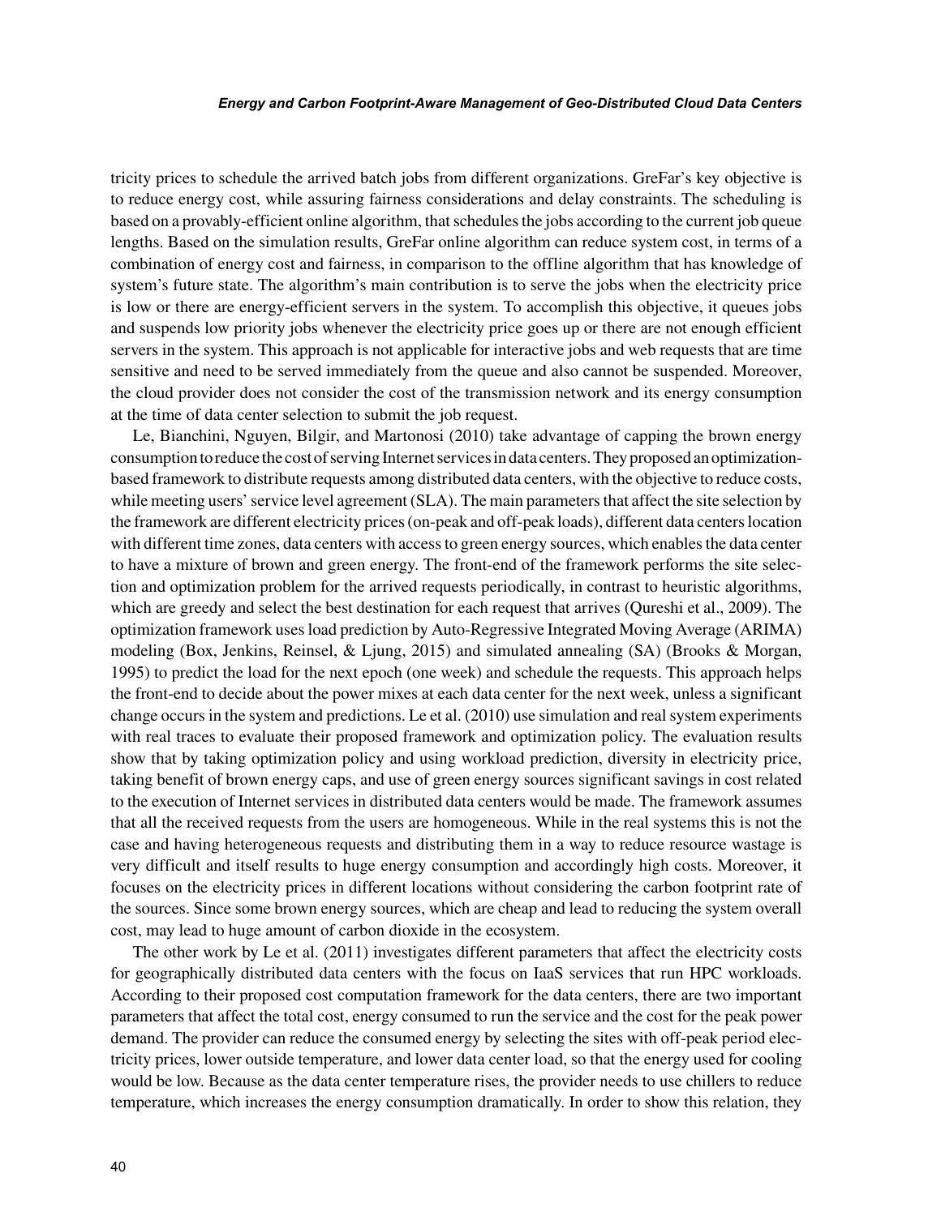tricity prices to schedule the arrived batch jobs from different organizations. GreFar's key objective is to reduce energy cost, while assuring fairness considerations and delay constraints. The scheduling is based on a provably-efficient online algorithm, that schedules the jobs according to the current job queue lengths. Based on the simulation results, GreFar online algorithm can reduce system cost, in terms of a combination of energy cost and fairness, in comparison to the offline algorithm that has knowledge of system's future state. The algorithm's main contribution is to serve the jobs when the electricity price is low or there are energy-efficient servers in the system. To accomplish this objective, it queues jobs and suspends low priority jobs whenever the electricity price goes up or there are not enough efficient servers in the system. This approach is not applicable for interactive jobs and web requests that are time sensitive and need to be served immediately from the queue and also cannot be suspended. Moreover, the cloud provider does not consider the cost of the transmission network and its energy consumption at the time of data center selection to submit the job request.

Le, Bianchini, Nguyen, Bilgir, and Martonosi (2010) take advantage of capping the brown energy consumption to reduce the cost of serving Internet services in data centers. They proposed an optimization-based framework to distribute requests among distributed data centers, with the objective to reduce costs, while meeting users' service level agreement (SLA). The main parameters that affect the site selection by the framework are different electricity prices (on-peak and off-peak loads), different data centers location with different time zones, data centers with access to green energy sources, which enables the data center to have a mixture of brown and green energy. The front-end of the framework performs the site selection and optimization problem for the arrived requests periodically, in contrast to heuristic algorithms, which are greedy and select the best destination for each request that arrives (Qureshi et al., 2009). The optimization framework uses load prediction by Auto-Regressive Integrated Moving Average (ARIMA) modeling (Box, Jenkins, Reinsel, & Ljung, 2015) and simulated annealing (SA) (Brooks & Morgan, 1995) to predict the load for the next epoch (one week) and schedule the requests. This approach helps the front-end to decide about the power mixes at each data center for the next week, unless a significant change occurs in the system and predictions. Le et al. (2010) use simulation and real system experiments with real traces to evaluate their proposed framework and optimization policy. The evaluation results show that by taking optimization policy and using workload prediction, diversity in electricity price, taking benefit of brown energy caps, and use of green energy sources significant savings in cost related to the execution of Internet services in distributed data centers would be made. The framework assumes that all the received requests from the users are homogeneous. While in the real systems this is not the case and having heterogeneous requests and distributing them in a way to reduce resource wastage is very difficult and itself results to huge energy consumption and accordingly high costs. Moreover, it focuses on the electricity prices in different locations without considering the carbon footprint rate of the sources. Since some brown energy sources, which are cheap and lead to reducing the system overall cost, may lead to huge amount of carbon dioxide in the ecosystem.

The other work by Le et al. (2011) investigates different parameters that affect the electricity costs for geographically distributed data centers with the focus on IaaS services that run HPC workloads. According to their proposed cost computation framework for the data centers, there are two important parameters that affect the total cost, energy consumed to run the service and the cost for the peak power demand. The provider can reduce the consumed energy by selecting the sites with off-peak period electricity prices, lower outside temperature, and lower data center load, so that the energy used for cooling would be low. Because as the data center temperature rises, the provider needs to use chillers to reduce temperature, which increases the energy consumption dramatically. In order to show this relation, they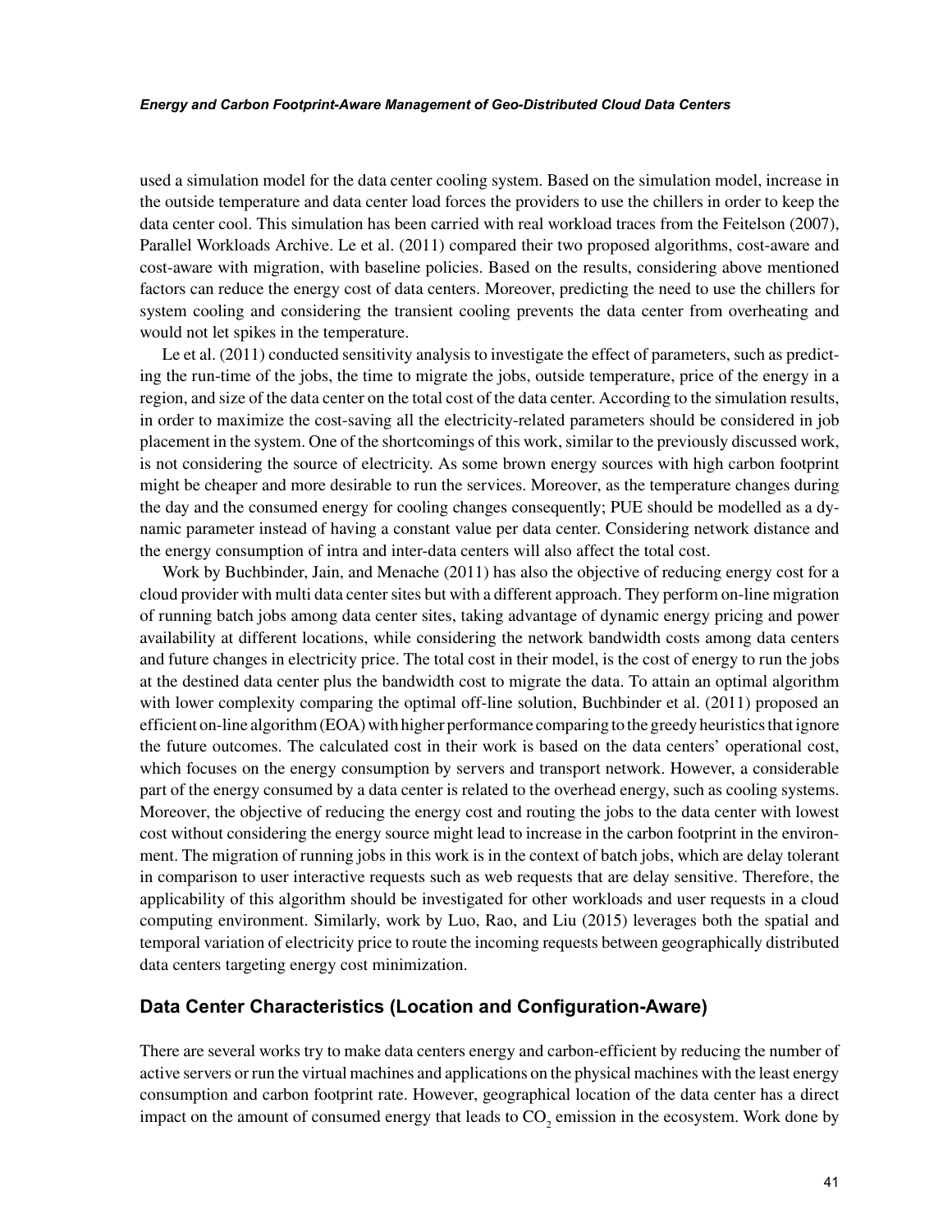used a simulation model for the data center cooling system. Based on the simulation model, increase in the outside temperature and data center load forces the providers to use the chillers in order to keep the data center cool. This simulation has been carried with real workload traces from the Feitelson (2007), Parallel Workloads Archive. Le et al. (2011) compared their two proposed algorithms, cost-aware and cost-aware with migration, with baseline policies. Based on the results, considering above mentioned factors can reduce the energy cost of data centers. Moreover, predicting the need to use the chillers for system cooling and considering the transient cooling prevents the data center from overheating and would not let spikes in the temperature.

Le et al. (2011) conducted sensitivity analysis to investigate the effect of parameters, such as predicting the run-time of the jobs, the time to migrate the jobs, outside temperature, price of the energy in a region, and size of the data center on the total cost of the data center. According to the simulation results, in order to maximize the cost-saving all the electricity-related parameters should be considered in job placement in the system. One of the shortcomings of this work, similar to the previously discussed work, is not considering the source of electricity. As some brown energy sources with high carbon footprint might be cheaper and more desirable to run the services. Moreover, as the temperature changes during the day and the consumed energy for cooling changes consequently; PUE should be modelled as a dynamic parameter instead of having a constant value per data center. Considering network distance and the energy consumption of intra and inter-data centers will also affect the total cost.

Work by Buchbinder, Jain, and Menache (2011) has also the objective of reducing energy cost for a cloud provider with multi data center sites but with a different approach. They perform on-line migration of running batch jobs among data center sites, taking advantage of dynamic energy pricing and power availability at different locations, while considering the network bandwidth costs among data centers and future changes in electricity price. The total cost in their model, is the cost of energy to run the jobs at the destined data center plus the bandwidth cost to migrate the data. To attain an optimal algorithm with lower complexity comparing the optimal off-line solution, Buchbinder et al. (2011) proposed an efficient on-line algorithm (EOA) with higher performance comparing to the greedy heuristics that ignore the future outcomes. The calculated cost in their work is based on the data centers' operational cost, which focuses on the energy consumption by servers and transport network. However, a considerable part of the energy consumed by a data center is related to the overhead energy, such as cooling systems. Moreover, the objective of reducing the energy cost and routing the jobs to the data center with lowest cost without considering the energy source might lead to increase in the carbon footprint in the environment. The migration of running jobs in this work is in the context of batch jobs, which are delay tolerant in comparison to user interactive requests such as web requests that are delay sensitive. Therefore, the applicability of this algorithm should be investigated for other workloads and user requests in a cloud computing environment. Similarly, work by Luo, Rao, and Liu (2015) leverages both the spatial and temporal variation of electricity price to route the incoming requests between geographically distributed data centers targeting energy cost minimization.

## Data Center Characteristics (Location and Configuration-Aware)

There are several works try to make data centers energy and carbon-efficient by reducing the number of active servers or run the virtual machines and applications on the physical machines with the least energy consumption and carbon footprint rate. However, geographical location of the data center has a direct impact on the amount of consumed energy that leads to $CO_2$ emission in the ecosystem. Work done by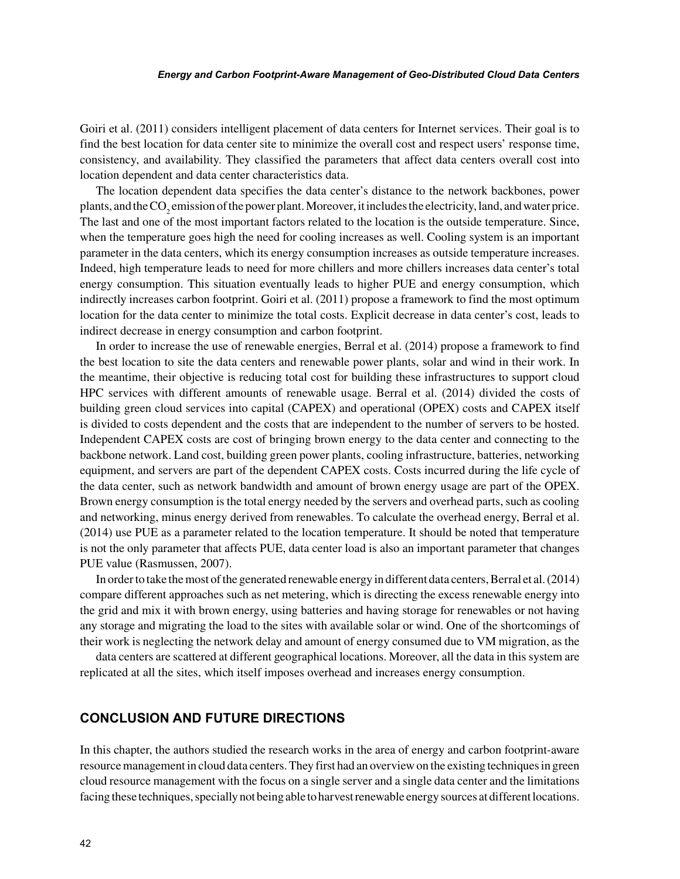Goiri et al. (2011) considers intelligent placement of data centers for Internet services. Their goal is to find the best location for data center site to minimize the overall cost and respect users' response time, consistency, and availability. They classified the parameters that affect data centers overall cost into location dependent and data center characteristics data.

The location dependent data specifies the data center's distance to the network backbones, power plants, and the $CO_2$ emission of the power plant. Moreover, it includes the electricity, land, and water price. The last and one of the most important factors related to the location is the outside temperature. Since, when the temperature goes high the need for cooling increases as well. Cooling system is an important parameter in the data centers, which its energy consumption increases as outside temperature increases. Indeed, high temperature leads to need for more chillers and more chillers increases data center's total energy consumption. This situation eventually leads to higher PUE and energy consumption, which indirectly increases carbon footprint. Goiri et al. (2011) propose a framework to find the most optimum location for the data center to minimize the total costs. Explicit decrease in data center's cost, leads to indirect decrease in energy consumption and carbon footprint.

In order to increase the use of renewable energies, Berral et al. (2014) propose a framework to find the best location to site the data centers and renewable power plants, solar and wind in their work. In the meantime, their objective is reducing total cost for building these infrastructures to support cloud HPC services with different amounts of renewable usage. Berral et al. (2014) divided the costs of building green cloud services into capital (CAPEX) and operational (OPEX) costs and CAPEX itself is divided to costs dependent and the costs that are independent to the number of servers to be hosted. Independent CAPEX costs are cost of bringing brown energy to the data center and connecting to the backbone network. Land cost, building green power plants, cooling infrastructure, batteries, networking equipment, and servers are part of the dependent CAPEX costs. Costs incurred during the life cycle of the data center, such as network bandwidth and amount of brown energy usage are part of the OPEX. Brown energy consumption is the total energy needed by the servers and overhead parts, such as cooling and networking, minus energy derived from renewables. To calculate the overhead energy, Berral et al. (2014) use PUE as a parameter related to the location temperature. It should be noted that temperature is not the only parameter that affects PUE, data center load is also an important parameter that changes PUE value (Rasmussen, 2007).

In order to take the most of the generated renewable energy in different data centers, Berral et al. (2014) compare different approaches such as net metering, which is directing the excess renewable energy into the grid and mix it with brown energy, using batteries and having storage for renewables or not having any storage and migrating the load to the sites with available solar or wind. One of the shortcomings of their work is neglecting the network delay and amount of energy consumed due to VM migration, as the data centers are scattered at different geographical locations. Moreover, all the data in this system are replicated at all the sites, which itself imposes overhead and increases energy consumption.

## CONCLUSION AND FUTURE DIRECTIONS

In this chapter, the authors studied the research works in the area of energy and carbon footprint-aware resource management in cloud data centers. They first had an overview on the existing techniques in green cloud resource management with the focus on a single server and a single data center and the limitations facing these techniques, specially not being able to harvest renewable energy sources at different locations.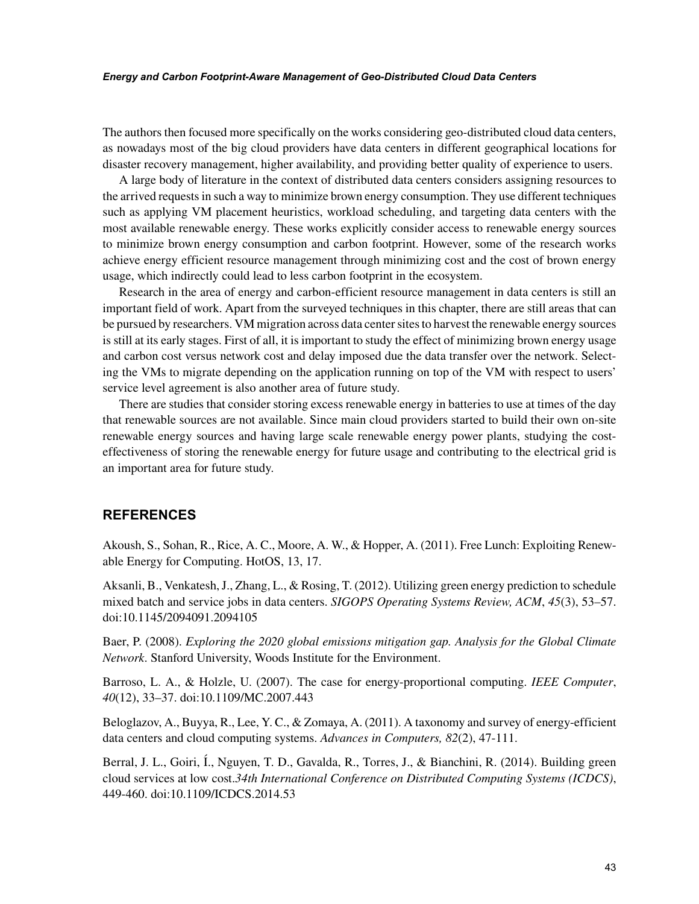The authors then focused more specifically on the works considering geo-distributed cloud data centers, as nowadays most of the big cloud providers have data centers in different geographical locations for disaster recovery management, higher availability, and providing better quality of experience to users.

A large body of literature in the context of distributed data centers considers assigning resources to the arrived requests in such a way to minimize brown energy consumption. They use different techniques such as applying VM placement heuristics, workload scheduling, and targeting data centers with the most available renewable energy. These works explicitly consider access to renewable energy sources to minimize brown energy consumption and carbon footprint. However, some of the research works achieve energy efficient resource management through minimizing cost and the cost of brown energy usage, which indirectly could lead to less carbon footprint in the ecosystem.

Research in the area of energy and carbon-efficient resource management in data centers is still an important field of work. Apart from the surveyed techniques in this chapter, there are still areas that can be pursued by researchers. VM migration across data center sites to harvest the renewable energy sources is still at its early stages. First of all, it is important to study the effect of minimizing brown energy usage and carbon cost versus network cost and delay imposed due the data transfer over the network. Selecting the VMs to migrate depending on the application running on top of the VM with respect to users' service level agreement is also another area of future study.

There are studies that consider storing excess renewable energy in batteries to use at times of the day that renewable sources are not available. Since main cloud providers started to build their own on-site renewable energy sources and having large scale renewable energy power plants, studying the cost-effectiveness of storing the renewable energy for future usage and contributing to the electrical grid is an important area for future study.

## REFERENCES

Akoush, S., Sohan, R., Rice, A. C., Moore, A. W., & Hopper, A. (2011). Free Lunch: Exploiting Renewable Energy for Computing. HotOS, 13, 17.

Aksanli, B., Venkatesh, J., Zhang, L., & Rosing, T. (2012). Utilizing green energy prediction to schedule mixed batch and service jobs in data centers. *SIGOPS Operating Systems Review, ACM*, *45*(3), 53–57. doi:10.1145/2094091.2094105

Baer, P. (2008). *Exploring the 2020 global emissions mitigation gap. Analysis for the Global Climate Network*. Stanford University, Woods Institute for the Environment.

Barroso, L. A., & Holzle, U. (2007). The case for energy-proportional computing. *IEEE Computer*, *40*(12), 33–37. doi:10.1109/MC.2007.443

Beloglazov, A., Buyya, R., Lee, Y. C., & Zomaya, A. (2011). A taxonomy and survey of energy-efficient data centers and cloud computing systems. *Advances in Computers, 82*(2), 47-111.

Berral, J. L., Goiri, Í., Nguyen, T. D., Gavalda, R., Torres, J., & Bianchini, R. (2014). Building green cloud services at low cost.*34th International Conference on Distributed Computing Systems (ICDCS)*, 449-460. doi:10.1109/ICDCS.2014.53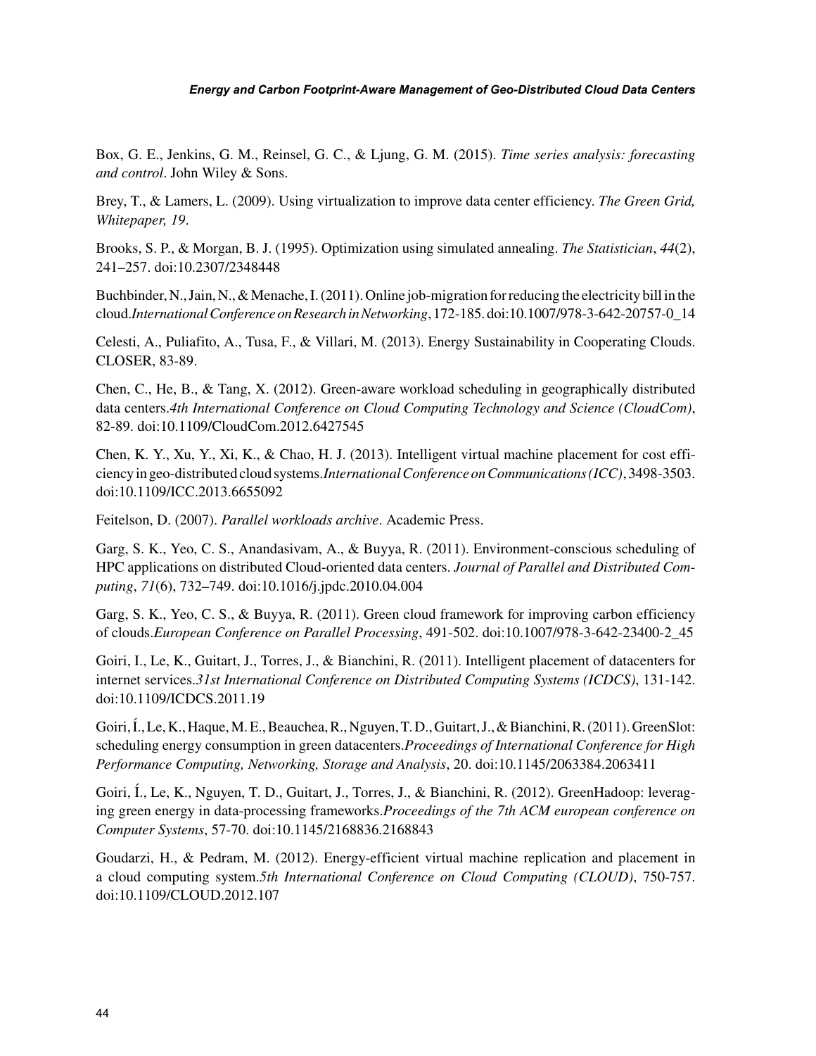Box, G. E., Jenkins, G. M., Reinsel, G. C., & Ljung, G. M. (2015). *Time series analysis: forecasting and control*. John Wiley & Sons.

Brey, T., & Lamers, L. (2009). Using virtualization to improve data center efficiency. *The Green Grid, Whitepaper, 19*.

Brooks, S. P., & Morgan, B. J. (1995). Optimization using simulated annealing. *The Statistician*, *44*(2), 241–257. doi:10.2307/2348448

Buchbinder, N., Jain, N., & Menache, I. (2011). Online job-migration for reducing the electricity bill in the cloud.*International Conference on Research in Networking*, 172-185. doi:10.1007/978-3-642-20757-0_14

Celesti, A., Puliafito, A., Tusa, F., & Villari, M. (2013). Energy Sustainability in Cooperating Clouds. CLOSER, 83-89.

Chen, C., He, B., & Tang, X. (2012). Green-aware workload scheduling in geographically distributed data centers.*4th International Conference on Cloud Computing Technology and Science (CloudCom)*, 82-89. doi:10.1109/CloudCom.2012.6427545

Chen, K. Y., Xu, Y., Xi, K., & Chao, H. J. (2013). Intelligent virtual machine placement for cost efficiency in geo-distributed cloud systems.*International Conference on Communications (ICC)*, 3498-3503. doi:10.1109/ICC.2013.6655092

Feitelson, D. (2007). *Parallel workloads archive*. Academic Press.

Garg, S. K., Yeo, C. S., Anandasivam, A., & Buyya, R. (2011). Environment-conscious scheduling of HPC applications on distributed Cloud-oriented data centers. *Journal of Parallel and Distributed Computing*, *71*(6), 732–749. doi:10.1016/j.jpdc.2010.04.004

Garg, S. K., Yeo, C. S., & Buyya, R. (2011). Green cloud framework for improving carbon efficiency of clouds.*European Conference on Parallel Processing*, 491-502. doi:10.1007/978-3-642-23400-2_45

Goiri, I., Le, K., Guitart, J., Torres, J., & Bianchini, R. (2011). Intelligent placement of datacenters for internet services.*31st International Conference on Distributed Computing Systems (ICDCS)*, 131-142. doi:10.1109/ICDCS.2011.19

Goiri, Í., Le, K., Haque, M. E., Beauchea, R., Nguyen, T. D., Guitart, J., & Bianchini, R. (2011). GreenSlot: scheduling energy consumption in green datacenters.*Proceedings of International Conference for High Performance Computing, Networking, Storage and Analysis*, 20. doi:10.1145/2063384.2063411

Goiri, Í., Le, K., Nguyen, T. D., Guitart, J., Torres, J., & Bianchini, R. (2012). GreenHadoop: leveraging green energy in data-processing frameworks.*Proceedings of the 7th ACM european conference on Computer Systems*, 57-70. doi:10.1145/2168836.2168843

Goudarzi, H., & Pedram, M. (2012). Energy-efficient virtual machine replication and placement in a cloud computing system.*5th International Conference on Cloud Computing (CLOUD)*, 750-757. doi:10.1109/CLOUD.2012.107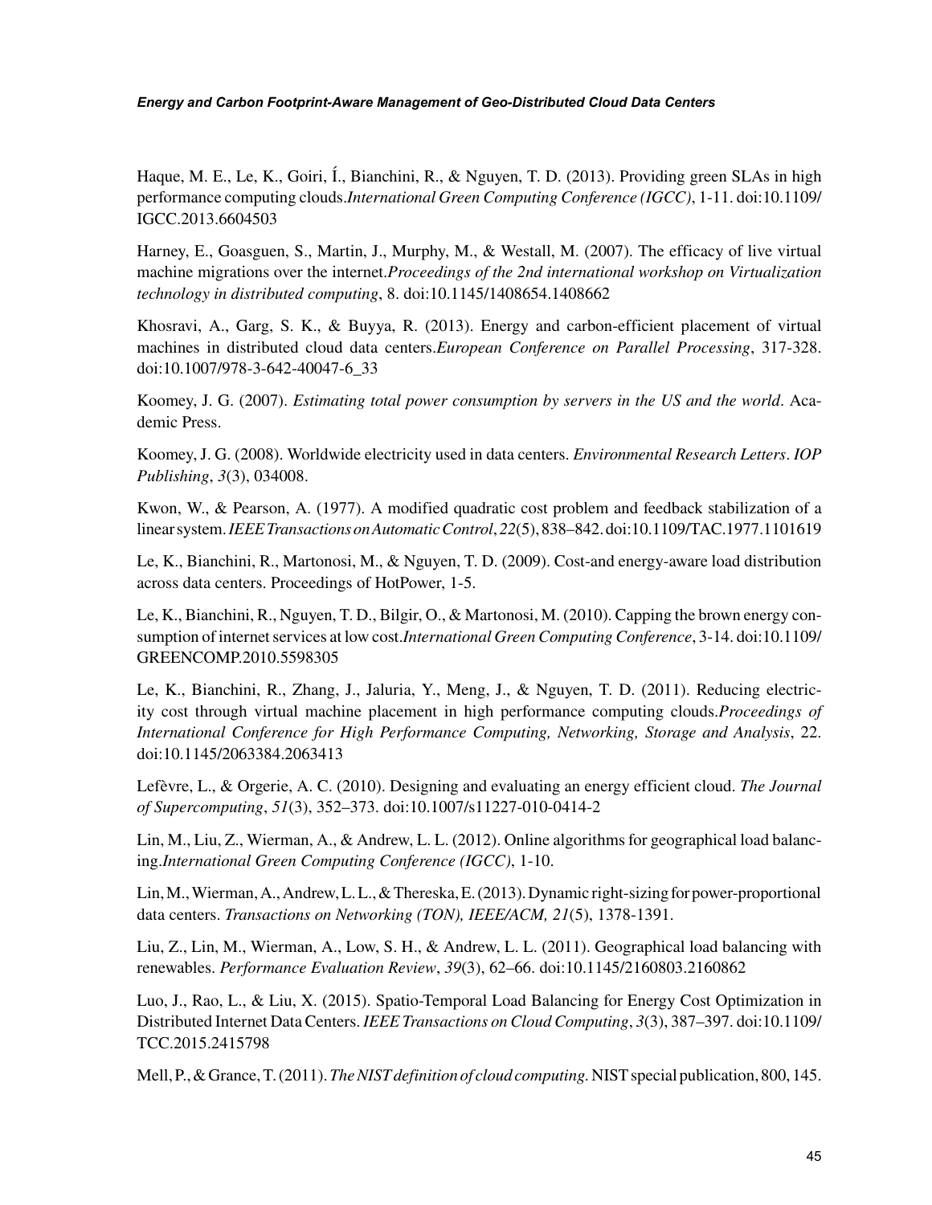Haque, M. E., Le, K., Goiri, Í., Bianchini, R., & Nguyen, T. D. (2013). Providing green SLAs in high performance computing clouds.*International Green Computing Conference (IGCC)*, 1-11. doi:10.1109/IGCC.2013.6604503

Harney, E., Goasguen, S., Martin, J., Murphy, M., & Westall, M. (2007). The efficacy of live virtual machine migrations over the internet.*Proceedings of the 2nd international workshop on Virtualization technology in distributed computing*, 8. doi:10.1145/1408654.1408662

Khosravi, A., Garg, S. K., & Buyya, R. (2013). Energy and carbon-efficient placement of virtual machines in distributed cloud data centers.*European Conference on Parallel Processing*, 317-328. doi:10.1007/978-3-642-40047-6_33

Koomey, J. G. (2007). *Estimating total power consumption by servers in the US and the world*. Academic Press.

Koomey, J. G. (2008). Worldwide electricity used in data centers. *Environmental Research Letters*. *IOP Publishing*, *3*(3), 034008.

Kwon, W., & Pearson, A. (1977). A modified quadratic cost problem and feedback stabilization of a linear system. *IEEE Transactions on Automatic Control*, *22*(5), 838–842. doi:10.1109/TAC.1977.1101619

Le, K., Bianchini, R., Martonosi, M., & Nguyen, T. D. (2009). Cost-and energy-aware load distribution across data centers. Proceedings of HotPower, 1-5.

Le, K., Bianchini, R., Nguyen, T. D., Bilgir, O., & Martonosi, M. (2010). Capping the brown energy consumption of internet services at low cost.*International Green Computing Conference*, 3-14. doi:10.1109/GREENCOMP.2010.5598305

Le, K., Bianchini, R., Zhang, J., Jaluria, Y., Meng, J., & Nguyen, T. D. (2011). Reducing electricity cost through virtual machine placement in high performance computing clouds.*Proceedings of International Conference for High Performance Computing, Networking, Storage and Analysis*, 22. doi:10.1145/2063384.2063413

Lefèvre, L., & Orgerie, A. C. (2010). Designing and evaluating an energy efficient cloud. *The Journal of Supercomputing*, *51*(3), 352–373. doi:10.1007/s11227-010-0414-2

Lin, M., Liu, Z., Wierman, A., & Andrew, L. L. (2012). Online algorithms for geographical load balancing.*International Green Computing Conference (IGCC)*, 1-10.

Lin, M., Wierman, A., Andrew, L. L., & Thereska, E. (2013). Dynamic right-sizing for power-proportional data centers. *Transactions on Networking (TON), IEEE/ACM, 21*(5), 1378-1391.

Liu, Z., Lin, M., Wierman, A., Low, S. H., & Andrew, L. L. (2011). Geographical load balancing with renewables. *Performance Evaluation Review*, *39*(3), 62–66. doi:10.1145/2160803.2160862

Luo, J., Rao, L., & Liu, X. (2015). Spatio-Temporal Load Balancing for Energy Cost Optimization in Distributed Internet Data Centers. *IEEE Transactions on Cloud Computing*, *3*(3), 387–397. doi:10.1109/TCC.2015.2415798

Mell, P., & Grance, T. (2011). *The NIST definition of cloud computing*. NIST special publication, 800, 145.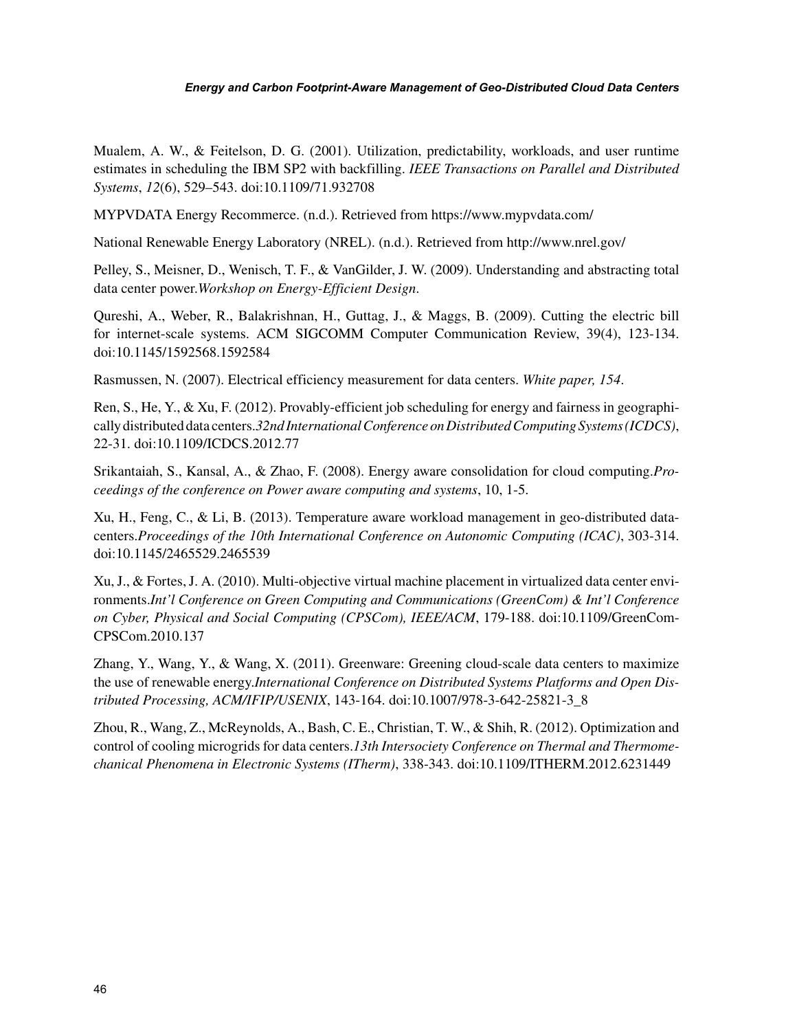Mualem, A. W., & Feitelson, D. G. (2001). Utilization, predictability, workloads, and user runtime estimates in scheduling the IBM SP2 with backfilling. *IEEE Transactions on Parallel and Distributed Systems*, *12*(6), 529–543. doi:10.1109/71.932708

MYPVDATA Energy Recommerce. (n.d.). Retrieved from https://www.mypvdata.com/

National Renewable Energy Laboratory (NREL). (n.d.). Retrieved from http://www.nrel.gov/

Pelley, S., Meisner, D., Wenisch, T. F., & VanGilder, J. W. (2009). Understanding and abstracting total data center power.*Workshop on Energy-Efficient Design*.

Qureshi, A., Weber, R., Balakrishnan, H., Guttag, J., & Maggs, B. (2009). Cutting the electric bill for internet-scale systems. ACM SIGCOMM Computer Communication Review, 39(4), 123-134. doi:10.1145/1592568.1592584

Rasmussen, N. (2007). Electrical efficiency measurement for data centers. *White paper, 154*.

Ren, S., He, Y., & Xu, F. (2012). Provably-efficient job scheduling for energy and fairness in geographically distributed data centers.*32nd International Conference on Distributed Computing Systems (ICDCS)*, 22-31. doi:10.1109/ICDCS.2012.77

Srikantaiah, S., Kansal, A., & Zhao, F. (2008). Energy aware consolidation for cloud computing.*Proceedings of the conference on Power aware computing and systems*, 10, 1-5.

Xu, H., Feng, C., & Li, B. (2013). Temperature aware workload management in geo-distributed datacenters.*Proceedings of the 10th International Conference on Autonomic Computing (ICAC)*, 303-314. doi:10.1145/2465529.2465539

Xu, J., & Fortes, J. A. (2010). Multi-objective virtual machine placement in virtualized data center environments.*Int'l Conference on Green Computing and Communications (GreenCom) & Int'l Conference on Cyber, Physical and Social Computing (CPSCom), IEEE/ACM*, 179-188. doi:10.1109/GreenCom-CPSCom.2010.137

Zhang, Y., Wang, Y., & Wang, X. (2011). Greenware: Greening cloud-scale data centers to maximize the use of renewable energy.*International Conference on Distributed Systems Platforms and Open Distributed Processing, ACM/IFIP/USENIX*, 143-164. doi:10.1007/978-3-642-25821-3_8

Zhou, R., Wang, Z., McReynolds, A., Bash, C. E., Christian, T. W., & Shih, R. (2012). Optimization and control of cooling microgrids for data centers.*13th Intersociety Conference on Thermal and Thermomechanical Phenomena in Electronic Systems (ITherm)*, 338-343. doi:10.1109/ITHERM.2012.6231449